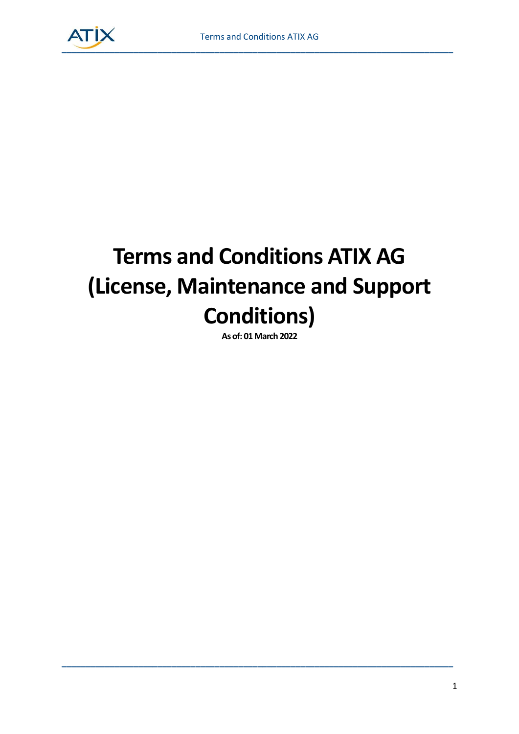# Terms and Conditions ATIX AG (License, Maintenance and Support Conditions)

**As of: 01 March 2022**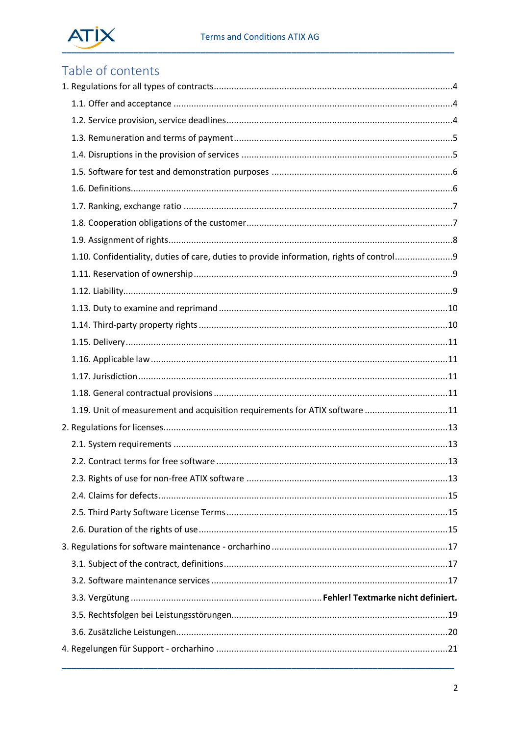## Table of contents

1. Regulations for all types of contracts....4
   - 1.1. Offer and acceptance ....4
   - 1.2. Service provision, service deadlines....4
   - 1.3. Remuneration and terms of payment....5
   - 1.4. Disruptions in the provision of services ....5
   - 1.5. Software for test and demonstration purposes ....6
   - 1.6. Definitions....6
   - 1.7. Ranking, exchange ratio ....7
   - 1.8. Cooperation obligations of the customer....7
   - 1.9. Assignment of rights....8
   - 1.10. Confidentiality, duties of care, duties to provide information, rights of control....9
   - 1.11. Reservation of ownership....9
   - 1.12. Liability....9
   - 1.13. Duty to examine and reprimand....10
   - 1.14. Third-party property rights....10
   - 1.15. Delivery....11
   - 1.16. Applicable law....11
   - 1.17. Jurisdiction....11
   - 1.18. General contractual provisions....11
   - 1.19. Unit of measurement and acquisition requirements for ATIX software ....11
2. Regulations for licenses....13
   - 2.1. System requirements ....13
   - 2.2. Contract terms for free software....13
   - 2.3. Rights of use for non-free ATIX software ....13
   - 2.4. Claims for defects....15
   - 2.5. Third Party Software License Terms....15
   - 2.6. Duration of the rights of use....15
3. Regulations for software maintenance - orcharhino ....17
   - 3.1. Subject of the contract, definitions....17
   - 3.2. Software maintenance services ....17
   - 3.3. Vergütung .... **Fehler! Textmarke nicht definiert.**
   - 3.5. Rechtsfolgen bei Leistungsstörungen....19
   - 3.6. Zusätzliche Leistungen....20
4. Regelungen für Support - orcharhino ....21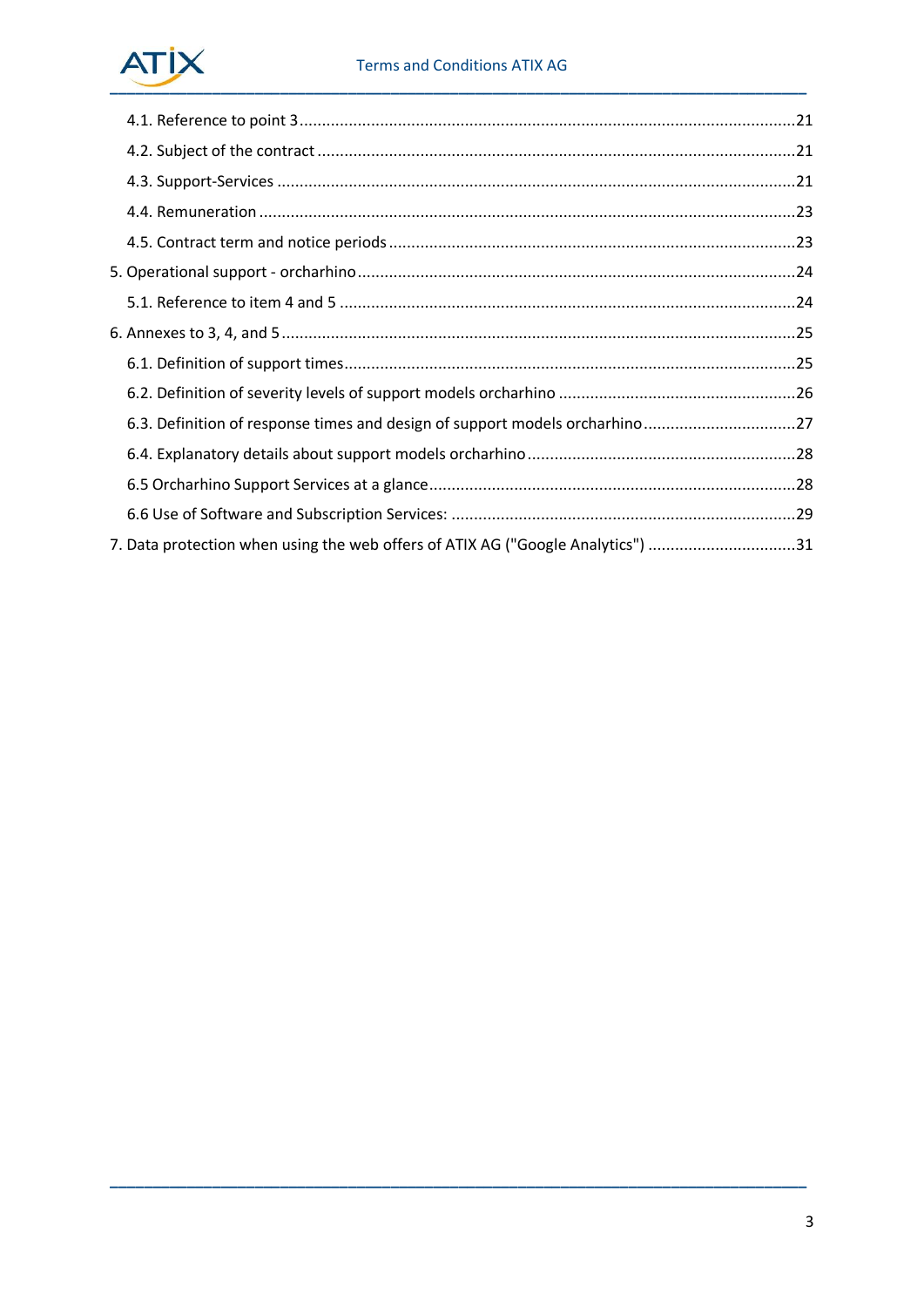4.1. Reference to point 3 ..... 21

4.2. Subject of the contract ..... 21

4.3. Support-Services ..... 21

4.4. Remuneration ..... 23

4.5. Contract term and notice periods ..... 23

5. Operational support - orcharhino ..... 24

5.1. Reference to item 4 and 5 ..... 24

6. Annexes to 3, 4, and 5 ..... 25

6.1. Definition of support times ..... 25

6.2. Definition of severity levels of support models orcharhino ..... 26

6.3. Definition of response times and design of support models orcharhino ..... 27

6.4. Explanatory details about support models orcharhino ..... 28

6.5 Orcharhino Support Services at a glance ..... 28

6.6 Use of Software and Subscription Services: ..... 29

7. Data protection when using the web offers of ATIX AG ("Google Analytics") ..... 31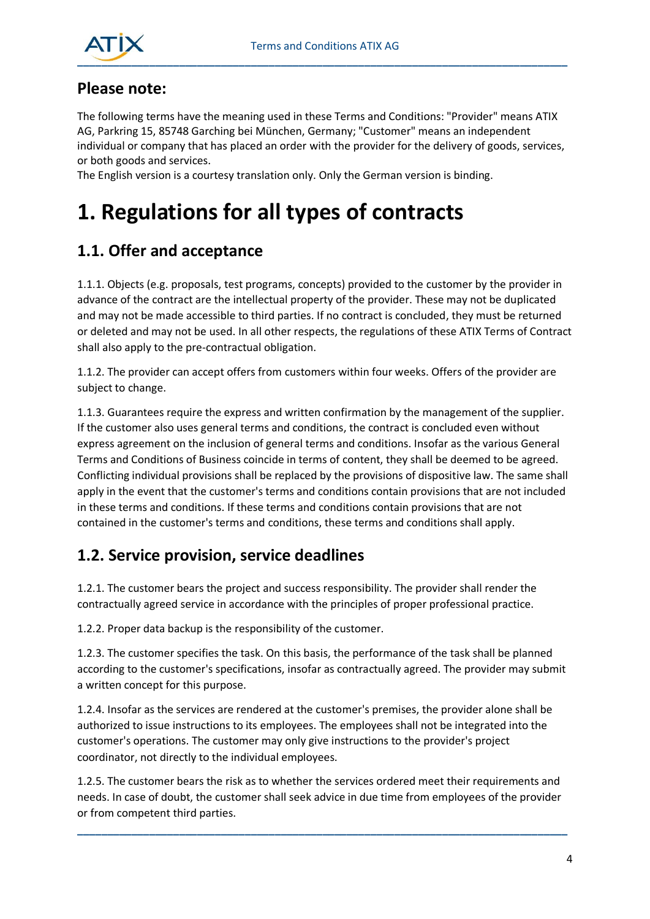## Please note:

The following terms have the meaning used in these Terms and Conditions: "Provider" means ATIX AG, Parkring 15, 85748 Garching bei München, Germany; "Customer" means an independent individual or company that has placed an order with the provider for the delivery of goods, services, or both goods and services.
The English version is a courtesy translation only. Only the German version is binding.

# 1. Regulations for all types of contracts

## 1.1. Offer and acceptance

1.1.1. Objects (e.g. proposals, test programs, concepts) provided to the customer by the provider in advance of the contract are the intellectual property of the provider. These may not be duplicated and may not be made accessible to third parties. If no contract is concluded, they must be returned or deleted and may not be used. In all other respects, the regulations of these ATIX Terms of Contract shall also apply to the pre-contractual obligation.

1.1.2. The provider can accept offers from customers within four weeks. Offers of the provider are subject to change.

1.1.3. Guarantees require the express and written confirmation by the management of the supplier. If the customer also uses general terms and conditions, the contract is concluded even without express agreement on the inclusion of general terms and conditions. Insofar as the various General Terms and Conditions of Business coincide in terms of content, they shall be deemed to be agreed. Conflicting individual provisions shall be replaced by the provisions of dispositive law. The same shall apply in the event that the customer's terms and conditions contain provisions that are not included in these terms and conditions. If these terms and conditions contain provisions that are not contained in the customer's terms and conditions, these terms and conditions shall apply.

## 1.2. Service provision, service deadlines

1.2.1. The customer bears the project and success responsibility. The provider shall render the contractually agreed service in accordance with the principles of proper professional practice.

1.2.2. Proper data backup is the responsibility of the customer.

1.2.3. The customer specifies the task. On this basis, the performance of the task shall be planned according to the customer's specifications, insofar as contractually agreed. The provider may submit a written concept for this purpose.

1.2.4. Insofar as the services are rendered at the customer's premises, the provider alone shall be authorized to issue instructions to its employees. The employees shall not be integrated into the customer's operations. The customer may only give instructions to the provider's project coordinator, not directly to the individual employees.

1.2.5. The customer bears the risk as to whether the services ordered meet their requirements and needs. In case of doubt, the customer shall seek advice in due time from employees of the provider or from competent third parties.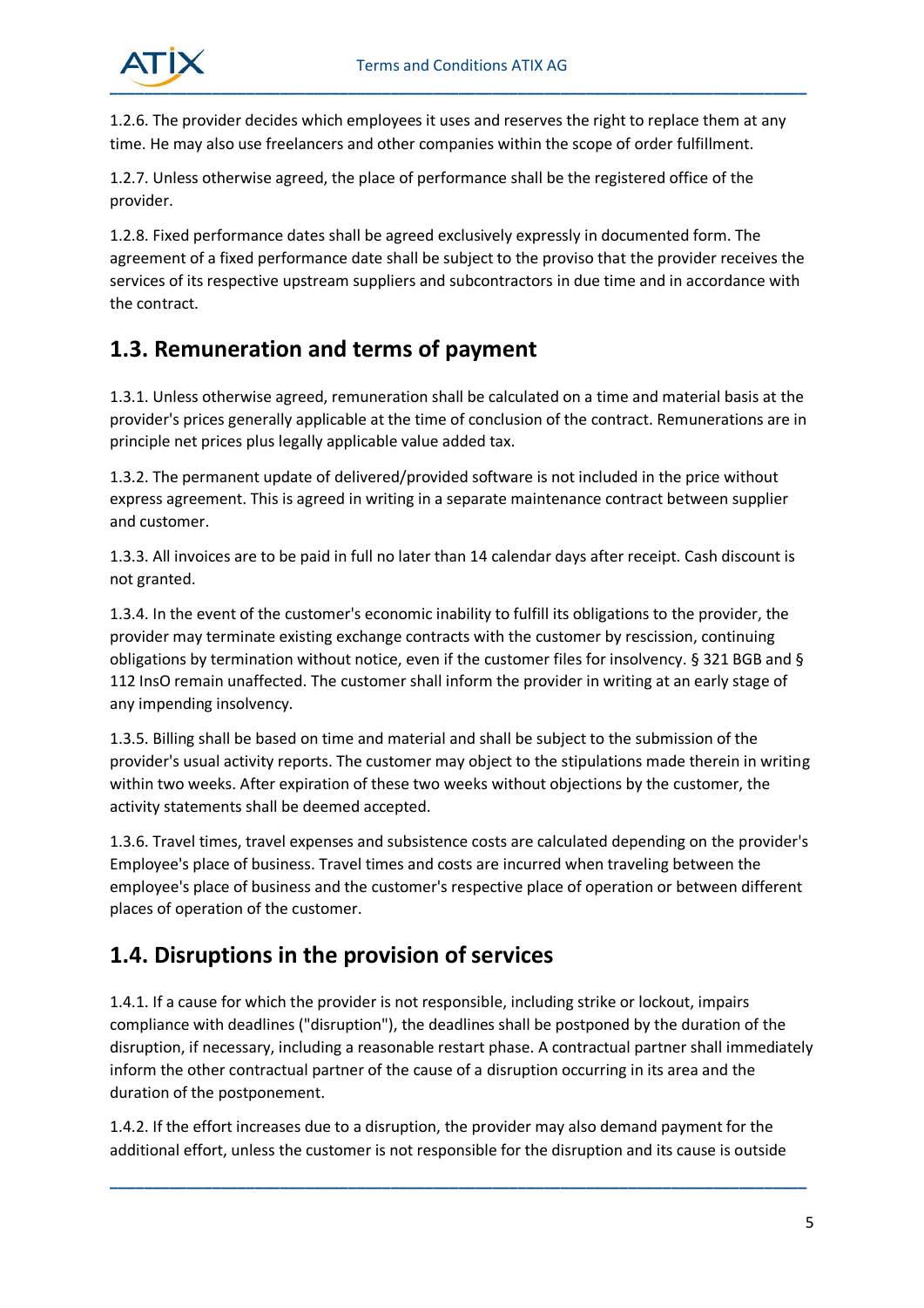1.2.6. The provider decides which employees it uses and reserves the right to replace them at any time. He may also use freelancers and other companies within the scope of order fulfillment.

1.2.7. Unless otherwise agreed, the place of performance shall be the registered office of the provider.

1.2.8. Fixed performance dates shall be agreed exclusively expressly in documented form. The agreement of a fixed performance date shall be subject to the proviso that the provider receives the services of its respective upstream suppliers and subcontractors in due time and in accordance with the contract.

## 1.3. Remuneration and terms of payment

1.3.1. Unless otherwise agreed, remuneration shall be calculated on a time and material basis at the provider's prices generally applicable at the time of conclusion of the contract. Remunerations are in principle net prices plus legally applicable value added tax.

1.3.2. The permanent update of delivered/provided software is not included in the price without express agreement. This is agreed in writing in a separate maintenance contract between supplier and customer.

1.3.3. All invoices are to be paid in full no later than 14 calendar days after receipt. Cash discount is not granted.

1.3.4. In the event of the customer's economic inability to fulfill its obligations to the provider, the provider may terminate existing exchange contracts with the customer by rescission, continuing obligations by termination without notice, even if the customer files for insolvency. § 321 BGB and § 112 InsO remain unaffected. The customer shall inform the provider in writing at an early stage of any impending insolvency.

1.3.5. Billing shall be based on time and material and shall be subject to the submission of the provider's usual activity reports. The customer may object to the stipulations made therein in writing within two weeks. After expiration of these two weeks without objections by the customer, the activity statements shall be deemed accepted.

1.3.6. Travel times, travel expenses and subsistence costs are calculated depending on the provider's Employee's place of business. Travel times and costs are incurred when traveling between the employee's place of business and the customer's respective place of operation or between different places of operation of the customer.

## 1.4. Disruptions in the provision of services

1.4.1. If a cause for which the provider is not responsible, including strike or lockout, impairs compliance with deadlines ("disruption"), the deadlines shall be postponed by the duration of the disruption, if necessary, including a reasonable restart phase. A contractual partner shall immediately inform the other contractual partner of the cause of a disruption occurring in its area and the duration of the postponement.

1.4.2. If the effort increases due to a disruption, the provider may also demand payment for the additional effort, unless the customer is not responsible for the disruption and its cause is outside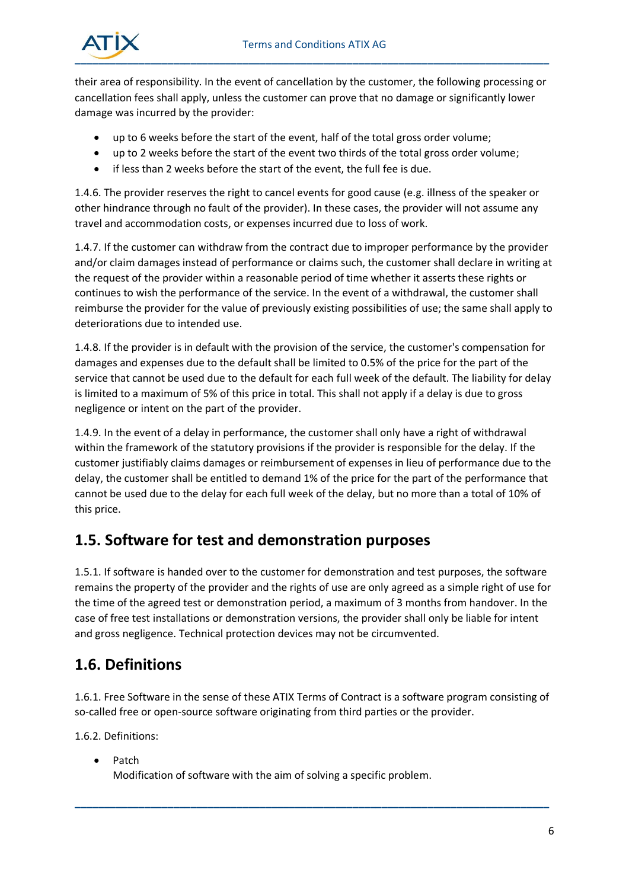their area of responsibility. In the event of cancellation by the customer, the following processing or cancellation fees shall apply, unless the customer can prove that no damage or significantly lower damage was incurred by the provider:

- up to 6 weeks before the start of the event, half of the total gross order volume;
- up to 2 weeks before the start of the event two thirds of the total gross order volume;
- if less than 2 weeks before the start of the event, the full fee is due.

1.4.6. The provider reserves the right to cancel events for good cause (e.g. illness of the speaker or other hindrance through no fault of the provider). In these cases, the provider will not assume any travel and accommodation costs, or expenses incurred due to loss of work.

1.4.7. If the customer can withdraw from the contract due to improper performance by the provider and/or claim damages instead of performance or claims such, the customer shall declare in writing at the request of the provider within a reasonable period of time whether it asserts these rights or continues to wish the performance of the service. In the event of a withdrawal, the customer shall reimburse the provider for the value of previously existing possibilities of use; the same shall apply to deteriorations due to intended use.

1.4.8. If the provider is in default with the provision of the service, the customer's compensation for damages and expenses due to the default shall be limited to 0.5% of the price for the part of the service that cannot be used due to the default for each full week of the default. The liability for delay is limited to a maximum of 5% of this price in total. This shall not apply if a delay is due to gross negligence or intent on the part of the provider.

1.4.9. In the event of a delay in performance, the customer shall only have a right of withdrawal within the framework of the statutory provisions if the provider is responsible for the delay. If the customer justifiably claims damages or reimbursement of expenses in lieu of performance due to the delay, the customer shall be entitled to demand 1% of the price for the part of the performance that cannot be used due to the delay for each full week of the delay, but no more than a total of 10% of this price.

## 1.5. Software for test and demonstration purposes

1.5.1. If software is handed over to the customer for demonstration and test purposes, the software remains the property of the provider and the rights of use are only agreed as a simple right of use for the time of the agreed test or demonstration period, a maximum of 3 months from handover. In the case of free test installations or demonstration versions, the provider shall only be liable for intent and gross negligence. Technical protection devices may not be circumvented.

## 1.6. Definitions

1.6.1. Free Software in the sense of these ATIX Terms of Contract is a software program consisting of so-called free or open-source software originating from third parties or the provider.

1.6.2. Definitions:

- Patch
  Modification of software with the aim of solving a specific problem.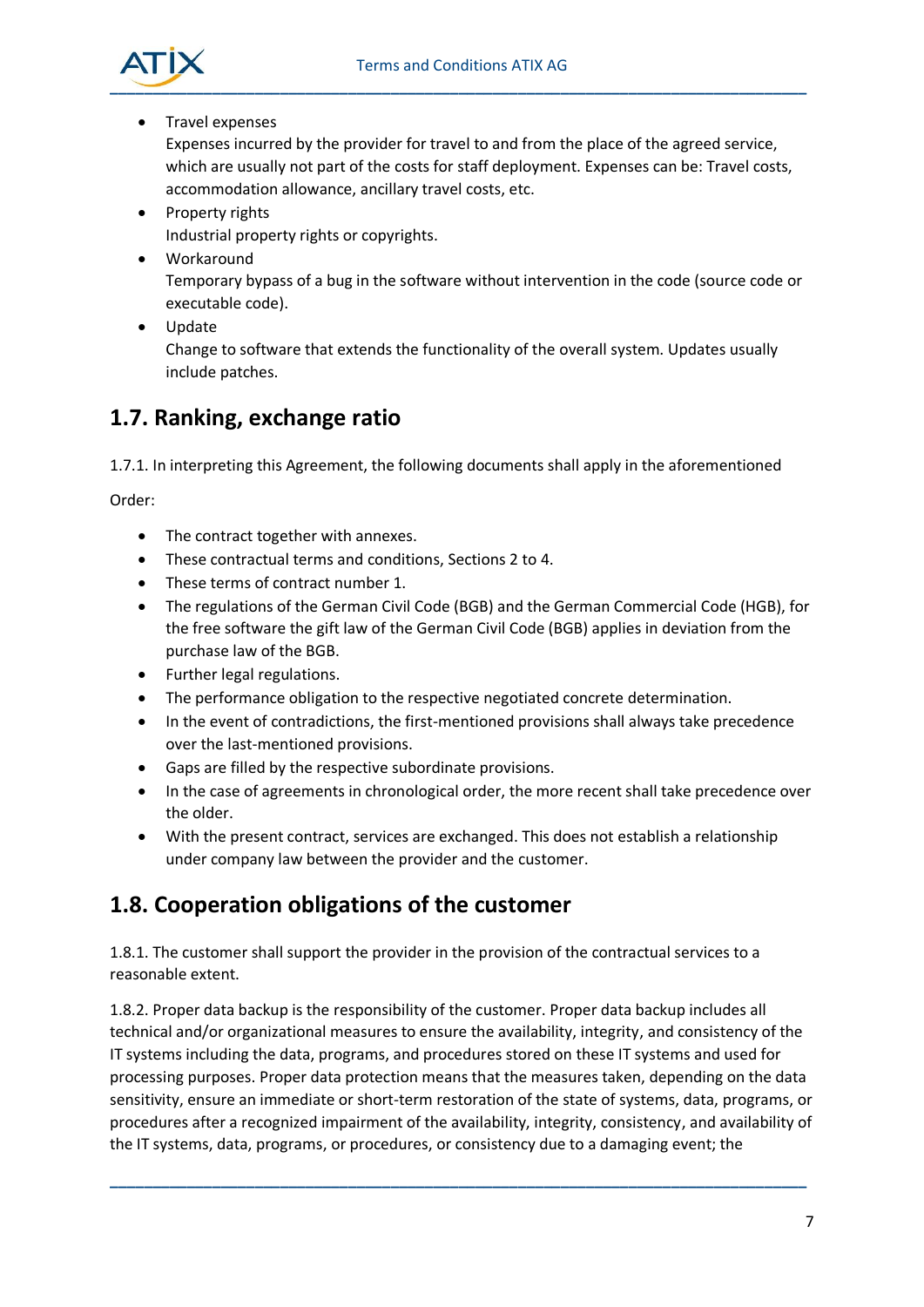- Travel expenses
  Expenses incurred by the provider for travel to and from the place of the agreed service, which are usually not part of the costs for staff deployment. Expenses can be: Travel costs, accommodation allowance, ancillary travel costs, etc.
- Property rights
  Industrial property rights or copyrights.
- Workaround
  Temporary bypass of a bug in the software without intervention in the code (source code or executable code).
- Update
  Change to software that extends the functionality of the overall system. Updates usually include patches.

## 1.7. Ranking, exchange ratio

1.7.1. In interpreting this Agreement, the following documents shall apply in the aforementioned

Order:

- The contract together with annexes.
- These contractual terms and conditions, Sections 2 to 4.
- These terms of contract number 1.
- The regulations of the German Civil Code (BGB) and the German Commercial Code (HGB), for the free software the gift law of the German Civil Code (BGB) applies in deviation from the purchase law of the BGB.
- Further legal regulations.
- The performance obligation to the respective negotiated concrete determination.
- In the event of contradictions, the first-mentioned provisions shall always take precedence over the last-mentioned provisions.
- Gaps are filled by the respective subordinate provisions.
- In the case of agreements in chronological order, the more recent shall take precedence over the older.
- With the present contract, services are exchanged. This does not establish a relationship under company law between the provider and the customer.

## 1.8. Cooperation obligations of the customer

1.8.1. The customer shall support the provider in the provision of the contractual services to a reasonable extent.

1.8.2. Proper data backup is the responsibility of the customer. Proper data backup includes all technical and/or organizational measures to ensure the availability, integrity, and consistency of the IT systems including the data, programs, and procedures stored on these IT systems and used for processing purposes. Proper data protection means that the measures taken, depending on the data sensitivity, ensure an immediate or short-term restoration of the state of systems, data, programs, or procedures after a recognized impairment of the availability, integrity, consistency, and availability of the IT systems, data, programs, or procedures, or consistency due to a damaging event; the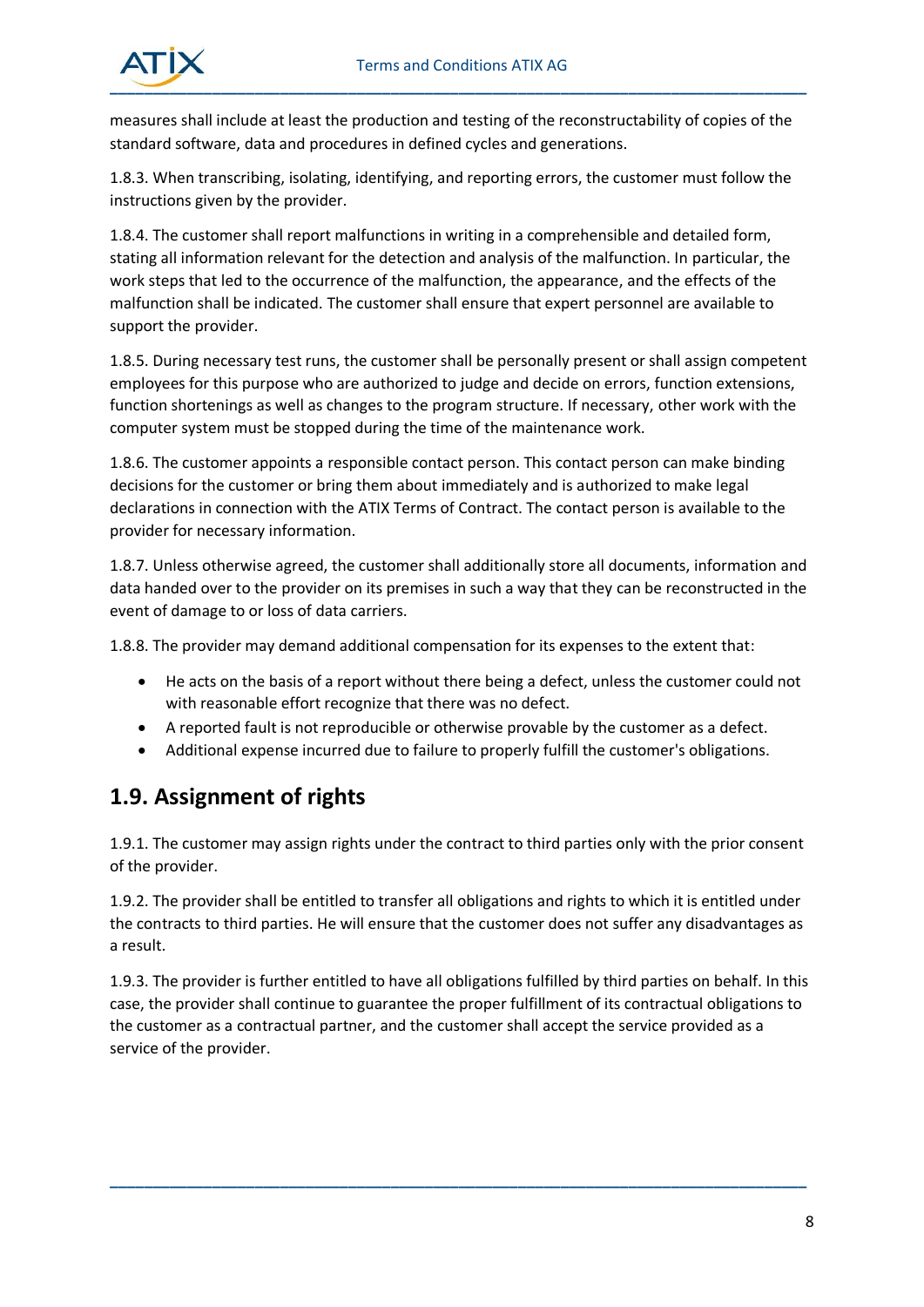measures shall include at least the production and testing of the reconstructability of copies of the standard software, data and procedures in defined cycles and generations.

1.8.3. When transcribing, isolating, identifying, and reporting errors, the customer must follow the instructions given by the provider.

1.8.4. The customer shall report malfunctions in writing in a comprehensible and detailed form, stating all information relevant for the detection and analysis of the malfunction. In particular, the work steps that led to the occurrence of the malfunction, the appearance, and the effects of the malfunction shall be indicated. The customer shall ensure that expert personnel are available to support the provider.

1.8.5. During necessary test runs, the customer shall be personally present or shall assign competent employees for this purpose who are authorized to judge and decide on errors, function extensions, function shortenings as well as changes to the program structure. If necessary, other work with the computer system must be stopped during the time of the maintenance work.

1.8.6. The customer appoints a responsible contact person. This contact person can make binding decisions for the customer or bring them about immediately and is authorized to make legal declarations in connection with the ATIX Terms of Contract. The contact person is available to the provider for necessary information.

1.8.7. Unless otherwise agreed, the customer shall additionally store all documents, information and data handed over to the provider on its premises in such a way that they can be reconstructed in the event of damage to or loss of data carriers.

1.8.8. The provider may demand additional compensation for its expenses to the extent that:

- He acts on the basis of a report without there being a defect, unless the customer could not with reasonable effort recognize that there was no defect.
- A reported fault is not reproducible or otherwise provable by the customer as a defect.
- Additional expense incurred due to failure to properly fulfill the customer's obligations.

## 1.9. Assignment of rights

1.9.1. The customer may assign rights under the contract to third parties only with the prior consent of the provider.

1.9.2. The provider shall be entitled to transfer all obligations and rights to which it is entitled under the contracts to third parties. He will ensure that the customer does not suffer any disadvantages as a result.

1.9.3. The provider is further entitled to have all obligations fulfilled by third parties on behalf. In this case, the provider shall continue to guarantee the proper fulfillment of its contractual obligations to the customer as a contractual partner, and the customer shall accept the service provided as a service of the provider.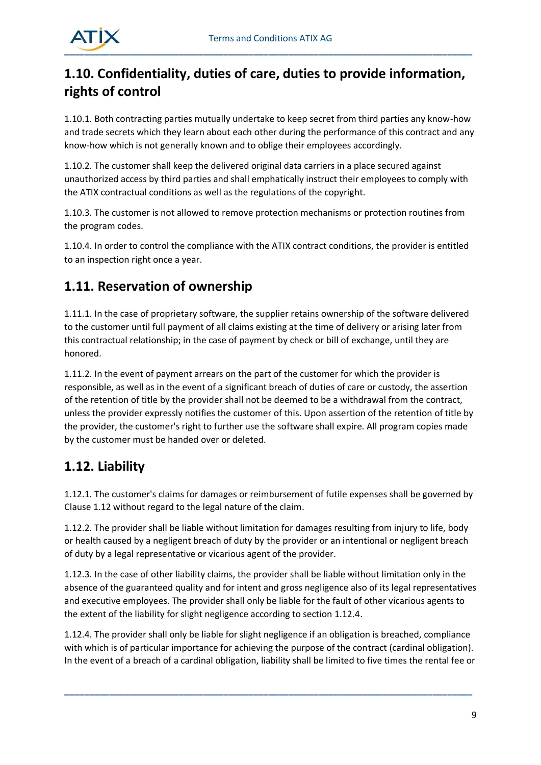## 1.10. Confidentiality, duties of care, duties to provide information, rights of control

1.10.1. Both contracting parties mutually undertake to keep secret from third parties any know-how and trade secrets which they learn about each other during the performance of this contract and any know-how which is not generally known and to oblige their employees accordingly.

1.10.2. The customer shall keep the delivered original data carriers in a place secured against unauthorized access by third parties and shall emphatically instruct their employees to comply with the ATIX contractual conditions as well as the regulations of the copyright.

1.10.3. The customer is not allowed to remove protection mechanisms or protection routines from the program codes.

1.10.4. In order to control the compliance with the ATIX contract conditions, the provider is entitled to an inspection right once a year.

## 1.11. Reservation of ownership

1.11.1. In the case of proprietary software, the supplier retains ownership of the software delivered to the customer until full payment of all claims existing at the time of delivery or arising later from this contractual relationship; in the case of payment by check or bill of exchange, until they are honored.

1.11.2. In the event of payment arrears on the part of the customer for which the provider is responsible, as well as in the event of a significant breach of duties of care or custody, the assertion of the retention of title by the provider shall not be deemed to be a withdrawal from the contract, unless the provider expressly notifies the customer of this. Upon assertion of the retention of title by the provider, the customer's right to further use the software shall expire. All program copies made by the customer must be handed over or deleted.

## 1.12. Liability

1.12.1. The customer's claims for damages or reimbursement of futile expenses shall be governed by Clause 1.12 without regard to the legal nature of the claim.

1.12.2. The provider shall be liable without limitation for damages resulting from injury to life, body or health caused by a negligent breach of duty by the provider or an intentional or negligent breach of duty by a legal representative or vicarious agent of the provider.

1.12.3. In the case of other liability claims, the provider shall be liable without limitation only in the absence of the guaranteed quality and for intent and gross negligence also of its legal representatives and executive employees. The provider shall only be liable for the fault of other vicarious agents to the extent of the liability for slight negligence according to section 1.12.4.

1.12.4. The provider shall only be liable for slight negligence if an obligation is breached, compliance with which is of particular importance for achieving the purpose of the contract (cardinal obligation). In the event of a breach of a cardinal obligation, liability shall be limited to five times the rental fee or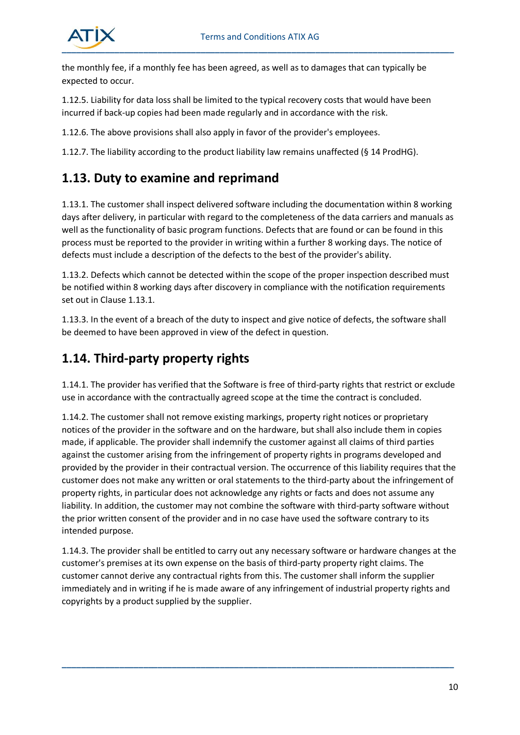the monthly fee, if a monthly fee has been agreed, as well as to damages that can typically be expected to occur.

1.12.5. Liability for data loss shall be limited to the typical recovery costs that would have been incurred if back-up copies had been made regularly and in accordance with the risk.

1.12.6. The above provisions shall also apply in favor of the provider's employees.

1.12.7. The liability according to the product liability law remains unaffected (§ 14 ProdHG).

## 1.13. Duty to examine and reprimand

1.13.1. The customer shall inspect delivered software including the documentation within 8 working days after delivery, in particular with regard to the completeness of the data carriers and manuals as well as the functionality of basic program functions. Defects that are found or can be found in this process must be reported to the provider in writing within a further 8 working days. The notice of defects must include a description of the defects to the best of the provider's ability.

1.13.2. Defects which cannot be detected within the scope of the proper inspection described must be notified within 8 working days after discovery in compliance with the notification requirements set out in Clause 1.13.1.

1.13.3. In the event of a breach of the duty to inspect and give notice of defects, the software shall be deemed to have been approved in view of the defect in question.

## 1.14. Third-party property rights

1.14.1. The provider has verified that the Software is free of third-party rights that restrict or exclude use in accordance with the contractually agreed scope at the time the contract is concluded.

1.14.2. The customer shall not remove existing markings, property right notices or proprietary notices of the provider in the software and on the hardware, but shall also include them in copies made, if applicable. The provider shall indemnify the customer against all claims of third parties against the customer arising from the infringement of property rights in programs developed and provided by the provider in their contractual version. The occurrence of this liability requires that the customer does not make any written or oral statements to the third-party about the infringement of property rights, in particular does not acknowledge any rights or facts and does not assume any liability. In addition, the customer may not combine the software with third-party software without the prior written consent of the provider and in no case have used the software contrary to its intended purpose.

1.14.3. The provider shall be entitled to carry out any necessary software or hardware changes at the customer's premises at its own expense on the basis of third-party property right claims. The customer cannot derive any contractual rights from this. The customer shall inform the supplier immediately and in writing if he is made aware of any infringement of industrial property rights and copyrights by a product supplied by the supplier.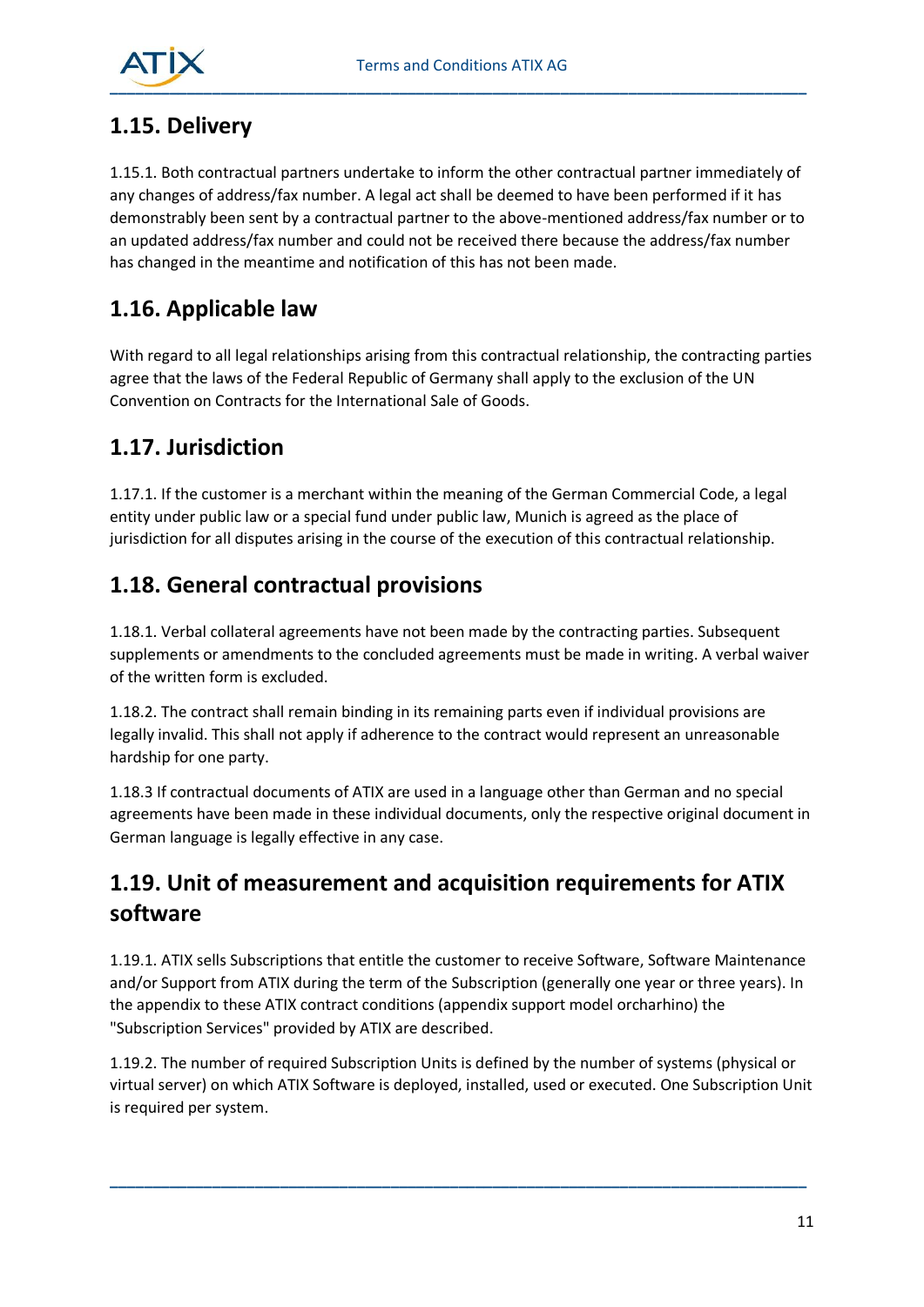## 1.15. Delivery

1.15.1. Both contractual partners undertake to inform the other contractual partner immediately of any changes of address/fax number. A legal act shall be deemed to have been performed if it has demonstrably been sent by a contractual partner to the above-mentioned address/fax number or to an updated address/fax number and could not be received there because the address/fax number has changed in the meantime and notification of this has not been made.

## 1.16. Applicable law

With regard to all legal relationships arising from this contractual relationship, the contracting parties agree that the laws of the Federal Republic of Germany shall apply to the exclusion of the UN Convention on Contracts for the International Sale of Goods.

## 1.17. Jurisdiction

1.17.1. If the customer is a merchant within the meaning of the German Commercial Code, a legal entity under public law or a special fund under public law, Munich is agreed as the place of jurisdiction for all disputes arising in the course of the execution of this contractual relationship.

## 1.18. General contractual provisions

1.18.1. Verbal collateral agreements have not been made by the contracting parties. Subsequent supplements or amendments to the concluded agreements must be made in writing. A verbal waiver of the written form is excluded.

1.18.2. The contract shall remain binding in its remaining parts even if individual provisions are legally invalid. This shall not apply if adherence to the contract would represent an unreasonable hardship for one party.

1.18.3 If contractual documents of ATIX are used in a language other than German and no special agreements have been made in these individual documents, only the respective original document in German language is legally effective in any case.

## 1.19. Unit of measurement and acquisition requirements for ATIX software

1.19.1. ATIX sells Subscriptions that entitle the customer to receive Software, Software Maintenance and/or Support from ATIX during the term of the Subscription (generally one year or three years). In the appendix to these ATIX contract conditions (appendix support model orcharhino) the "Subscription Services" provided by ATIX are described.

1.19.2. The number of required Subscription Units is defined by the number of systems (physical or virtual server) on which ATIX Software is deployed, installed, used or executed. One Subscription Unit is required per system.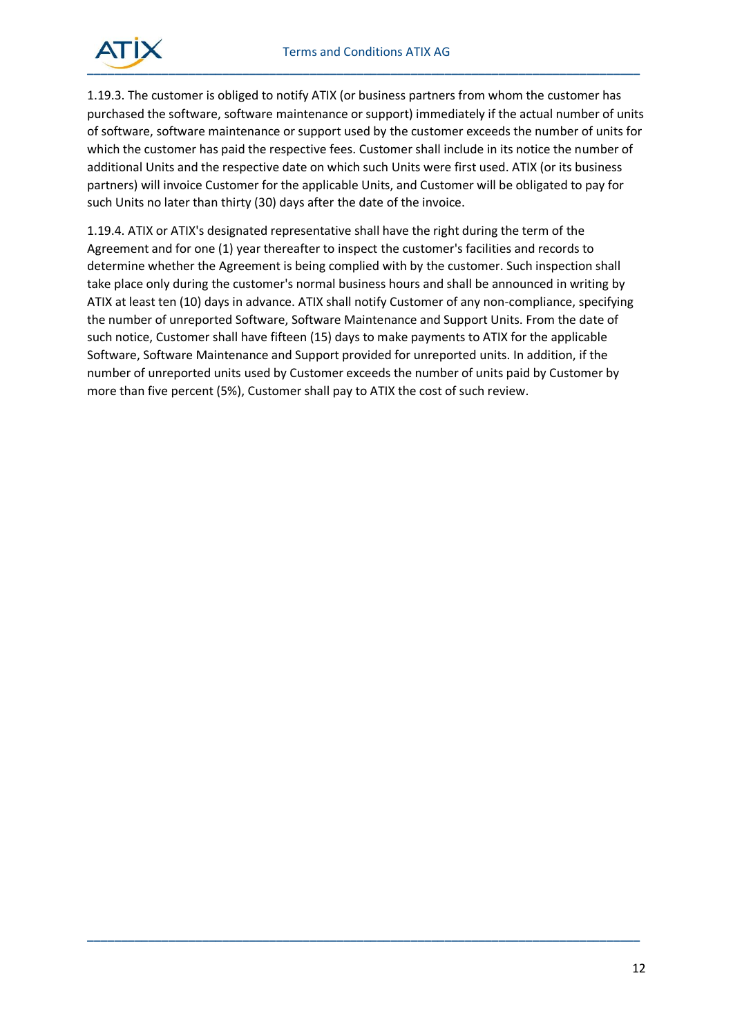1.19.3. The customer is obliged to notify ATIX (or business partners from whom the customer has purchased the software, software maintenance or support) immediately if the actual number of units of software, software maintenance or support used by the customer exceeds the number of units for which the customer has paid the respective fees. Customer shall include in its notice the number of additional Units and the respective date on which such Units were first used. ATIX (or its business partners) will invoice Customer for the applicable Units, and Customer will be obligated to pay for such Units no later than thirty (30) days after the date of the invoice.

1.19.4. ATIX or ATIX's designated representative shall have the right during the term of the Agreement and for one (1) year thereafter to inspect the customer's facilities and records to determine whether the Agreement is being complied with by the customer. Such inspection shall take place only during the customer's normal business hours and shall be announced in writing by ATIX at least ten (10) days in advance. ATIX shall notify Customer of any non-compliance, specifying the number of unreported Software, Software Maintenance and Support Units. From the date of such notice, Customer shall have fifteen (15) days to make payments to ATIX for the applicable Software, Software Maintenance and Support provided for unreported units. In addition, if the number of unreported units used by Customer exceeds the number of units paid by Customer by more than five percent (5%), Customer shall pay to ATIX the cost of such review.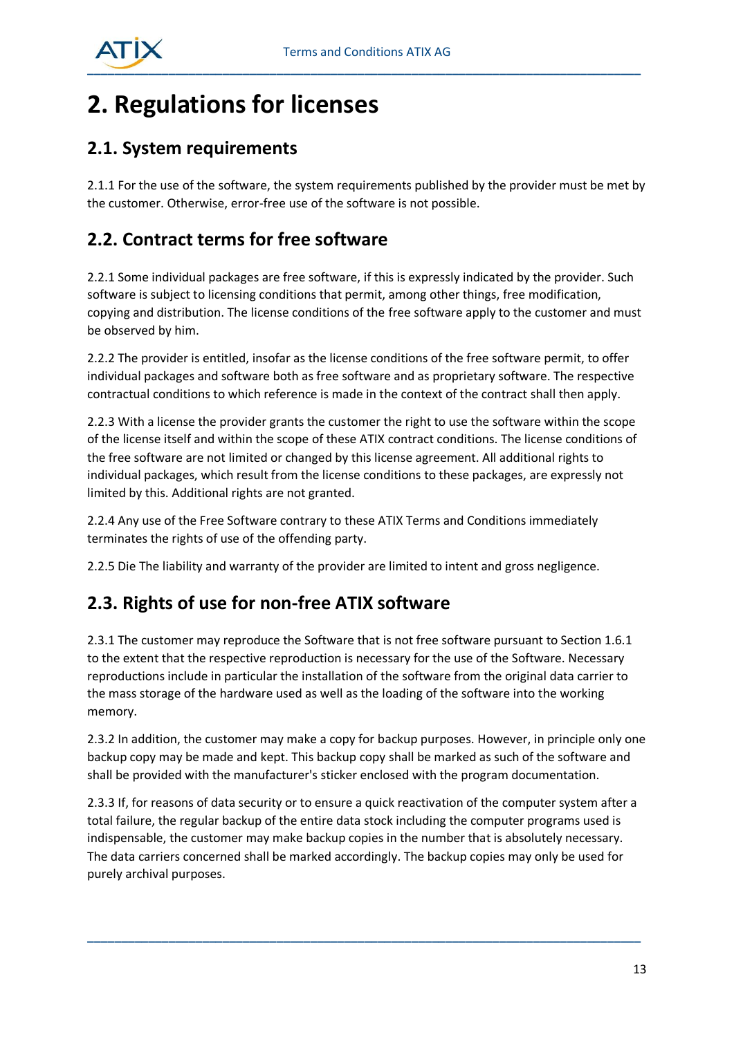# 2. Regulations for licenses

## 2.1. System requirements

2.1.1 For the use of the software, the system requirements published by the provider must be met by the customer. Otherwise, error-free use of the software is not possible.

## 2.2. Contract terms for free software

2.2.1 Some individual packages are free software, if this is expressly indicated by the provider. Such software is subject to licensing conditions that permit, among other things, free modification, copying and distribution. The license conditions of the free software apply to the customer and must be observed by him.

2.2.2 The provider is entitled, insofar as the license conditions of the free software permit, to offer individual packages and software both as free software and as proprietary software. The respective contractual conditions to which reference is made in the context of the contract shall then apply.

2.2.3 With a license the provider grants the customer the right to use the software within the scope of the license itself and within the scope of these ATIX contract conditions. The license conditions of the free software are not limited or changed by this license agreement. All additional rights to individual packages, which result from the license conditions to these packages, are expressly not limited by this. Additional rights are not granted.

2.2.4 Any use of the Free Software contrary to these ATIX Terms and Conditions immediately terminates the rights of use of the offending party.

2.2.5 Die The liability and warranty of the provider are limited to intent and gross negligence.

## 2.3. Rights of use for non-free ATIX software

2.3.1 The customer may reproduce the Software that is not free software pursuant to Section 1.6.1 to the extent that the respective reproduction is necessary for the use of the Software. Necessary reproductions include in particular the installation of the software from the original data carrier to the mass storage of the hardware used as well as the loading of the software into the working memory.

2.3.2 In addition, the customer may make a copy for backup purposes. However, in principle only one backup copy may be made and kept. This backup copy shall be marked as such of the software and shall be provided with the manufacturer's sticker enclosed with the program documentation.

2.3.3 If, for reasons of data security or to ensure a quick reactivation of the computer system after a total failure, the regular backup of the entire data stock including the computer programs used is indispensable, the customer may make backup copies in the number that is absolutely necessary. The data carriers concerned shall be marked accordingly. The backup copies may only be used for purely archival purposes.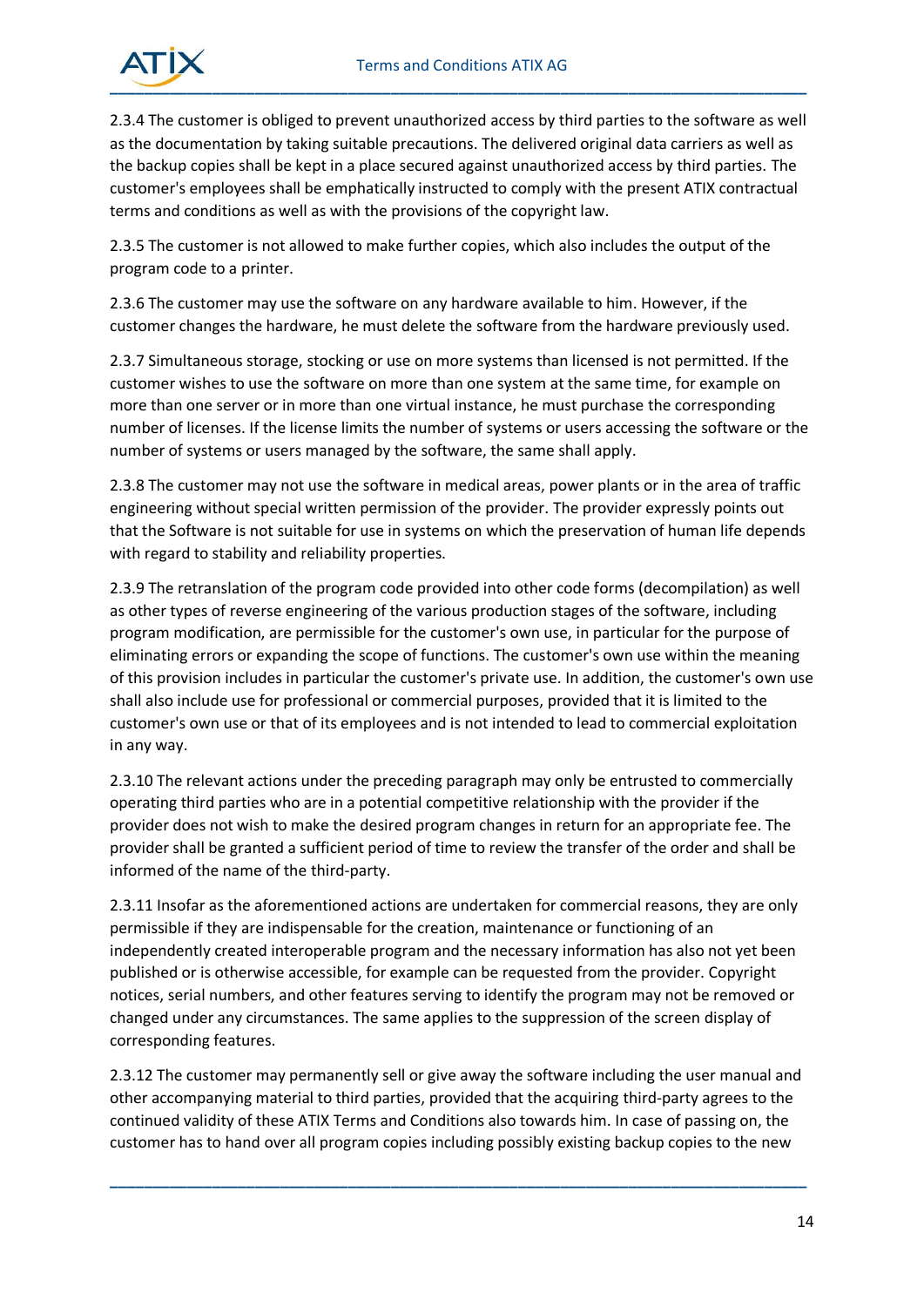2.3.4 The customer is obliged to prevent unauthorized access by third parties to the software as well as the documentation by taking suitable precautions. The delivered original data carriers as well as the backup copies shall be kept in a place secured against unauthorized access by third parties. The customer's employees shall be emphatically instructed to comply with the present ATIX contractual terms and conditions as well as with the provisions of the copyright law.

2.3.5 The customer is not allowed to make further copies, which also includes the output of the program code to a printer.

2.3.6 The customer may use the software on any hardware available to him. However, if the customer changes the hardware, he must delete the software from the hardware previously used.

2.3.7 Simultaneous storage, stocking or use on more systems than licensed is not permitted. If the customer wishes to use the software on more than one system at the same time, for example on more than one server or in more than one virtual instance, he must purchase the corresponding number of licenses. If the license limits the number of systems or users accessing the software or the number of systems or users managed by the software, the same shall apply.

2.3.8 The customer may not use the software in medical areas, power plants or in the area of traffic engineering without special written permission of the provider. The provider expressly points out that the Software is not suitable for use in systems on which the preservation of human life depends with regard to stability and reliability properties.

2.3.9 The retranslation of the program code provided into other code forms (decompilation) as well as other types of reverse engineering of the various production stages of the software, including program modification, are permissible for the customer's own use, in particular for the purpose of eliminating errors or expanding the scope of functions. The customer's own use within the meaning of this provision includes in particular the customer's private use. In addition, the customer's own use shall also include use for professional or commercial purposes, provided that it is limited to the customer's own use or that of its employees and is not intended to lead to commercial exploitation in any way.

2.3.10 The relevant actions under the preceding paragraph may only be entrusted to commercially operating third parties who are in a potential competitive relationship with the provider if the provider does not wish to make the desired program changes in return for an appropriate fee. The provider shall be granted a sufficient period of time to review the transfer of the order and shall be informed of the name of the third-party.

2.3.11 Insofar as the aforementioned actions are undertaken for commercial reasons, they are only permissible if they are indispensable for the creation, maintenance or functioning of an independently created interoperable program and the necessary information has also not yet been published or is otherwise accessible, for example can be requested from the provider. Copyright notices, serial numbers, and other features serving to identify the program may not be removed or changed under any circumstances. The same applies to the suppression of the screen display of corresponding features.

2.3.12 The customer may permanently sell or give away the software including the user manual and other accompanying material to third parties, provided that the acquiring third-party agrees to the continued validity of these ATIX Terms and Conditions also towards him. In case of passing on, the customer has to hand over all program copies including possibly existing backup copies to the new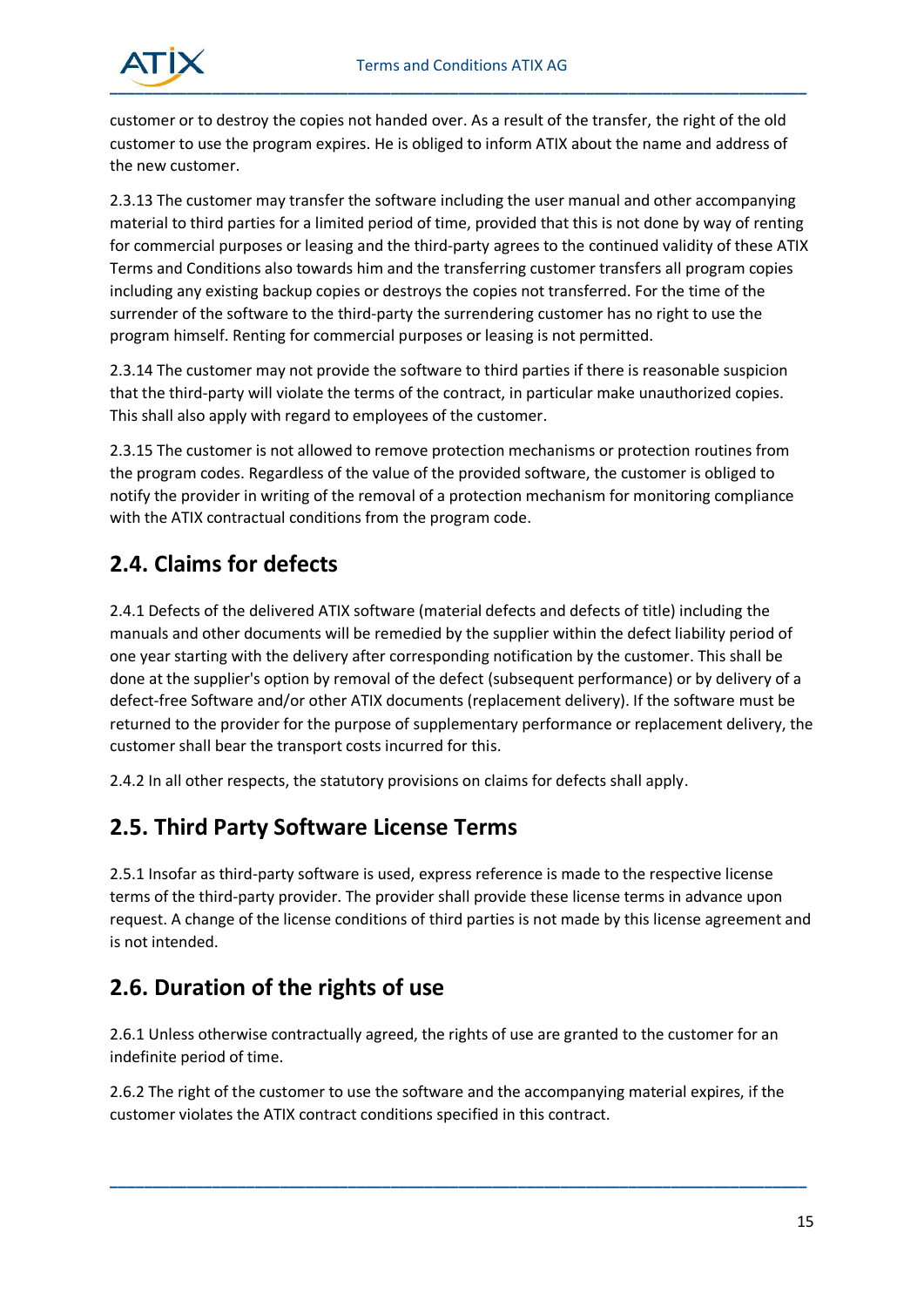customer or to destroy the copies not handed over. As a result of the transfer, the right of the old customer to use the program expires. He is obliged to inform ATIX about the name and address of the new customer.

2.3.13 The customer may transfer the software including the user manual and other accompanying material to third parties for a limited period of time, provided that this is not done by way of renting for commercial purposes or leasing and the third-party agrees to the continued validity of these ATIX Terms and Conditions also towards him and the transferring customer transfers all program copies including any existing backup copies or destroys the copies not transferred. For the time of the surrender of the software to the third-party the surrendering customer has no right to use the program himself. Renting for commercial purposes or leasing is not permitted.

2.3.14 The customer may not provide the software to third parties if there is reasonable suspicion that the third-party will violate the terms of the contract, in particular make unauthorized copies. This shall also apply with regard to employees of the customer.

2.3.15 The customer is not allowed to remove protection mechanisms or protection routines from the program codes. Regardless of the value of the provided software, the customer is obliged to notify the provider in writing of the removal of a protection mechanism for monitoring compliance with the ATIX contractual conditions from the program code.

## 2.4. Claims for defects

2.4.1 Defects of the delivered ATIX software (material defects and defects of title) including the manuals and other documents will be remedied by the supplier within the defect liability period of one year starting with the delivery after corresponding notification by the customer. This shall be done at the supplier's option by removal of the defect (subsequent performance) or by delivery of a defect-free Software and/or other ATIX documents (replacement delivery). If the software must be returned to the provider for the purpose of supplementary performance or replacement delivery, the customer shall bear the transport costs incurred for this.

2.4.2 In all other respects, the statutory provisions on claims for defects shall apply.

## 2.5. Third Party Software License Terms

2.5.1 Insofar as third-party software is used, express reference is made to the respective license terms of the third-party provider. The provider shall provide these license terms in advance upon request. A change of the license conditions of third parties is not made by this license agreement and is not intended.

## 2.6. Duration of the rights of use

2.6.1 Unless otherwise contractually agreed, the rights of use are granted to the customer for an indefinite period of time.

2.6.2 The right of the customer to use the software and the accompanying material expires, if the customer violates the ATIX contract conditions specified in this contract.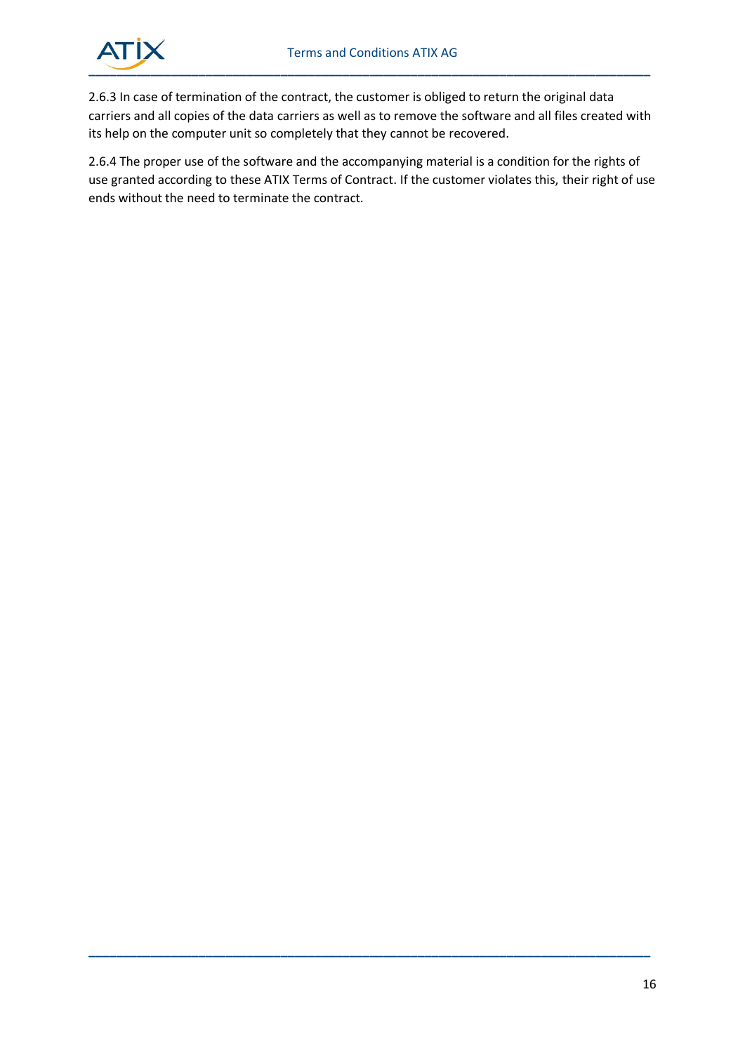2.6.3 In case of termination of the contract, the customer is obliged to return the original data carriers and all copies of the data carriers as well as to remove the software and all files created with its help on the computer unit so completely that they cannot be recovered.

2.6.4 The proper use of the software and the accompanying material is a condition for the rights of use granted according to these ATIX Terms of Contract. If the customer violates this, their right of use ends without the need to terminate the contract.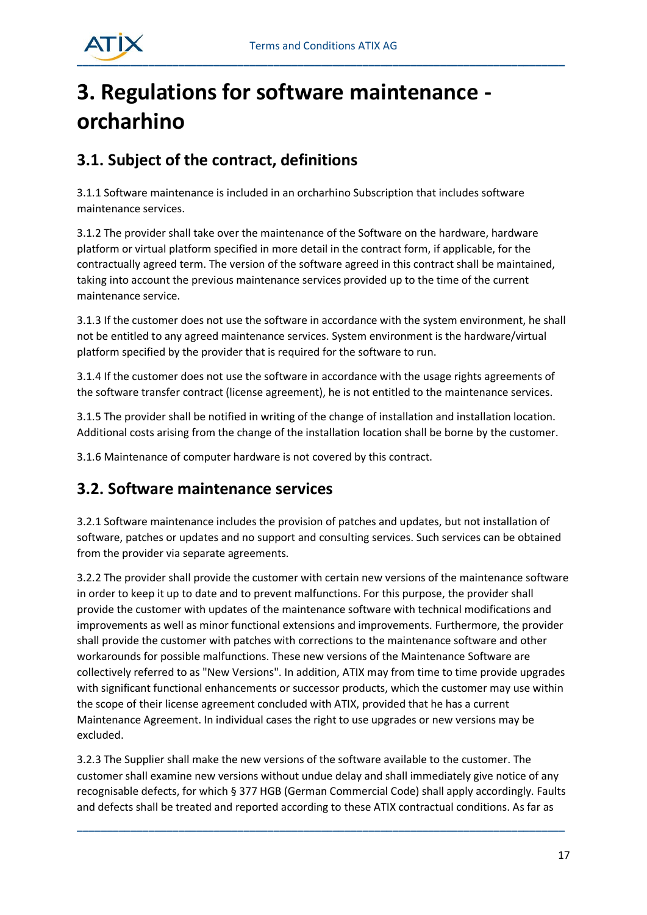# 3. Regulations for software maintenance - orcharhino

## 3.1. Subject of the contract, definitions

3.1.1 Software maintenance is included in an orcharhino Subscription that includes software maintenance services.

3.1.2 The provider shall take over the maintenance of the Software on the hardware, hardware platform or virtual platform specified in more detail in the contract form, if applicable, for the contractually agreed term. The version of the software agreed in this contract shall be maintained, taking into account the previous maintenance services provided up to the time of the current maintenance service.

3.1.3 If the customer does not use the software in accordance with the system environment, he shall not be entitled to any agreed maintenance services. System environment is the hardware/virtual platform specified by the provider that is required for the software to run.

3.1.4 If the customer does not use the software in accordance with the usage rights agreements of the software transfer contract (license agreement), he is not entitled to the maintenance services.

3.1.5 The provider shall be notified in writing of the change of installation and installation location. Additional costs arising from the change of the installation location shall be borne by the customer.

3.1.6 Maintenance of computer hardware is not covered by this contract.

## 3.2. Software maintenance services

3.2.1 Software maintenance includes the provision of patches and updates, but not installation of software, patches or updates and no support and consulting services. Such services can be obtained from the provider via separate agreements.

3.2.2 The provider shall provide the customer with certain new versions of the maintenance software in order to keep it up to date and to prevent malfunctions. For this purpose, the provider shall provide the customer with updates of the maintenance software with technical modifications and improvements as well as minor functional extensions and improvements. Furthermore, the provider shall provide the customer with patches with corrections to the maintenance software and other workarounds for possible malfunctions. These new versions of the Maintenance Software are collectively referred to as "New Versions". In addition, ATIX may from time to time provide upgrades with significant functional enhancements or successor products, which the customer may use within the scope of their license agreement concluded with ATIX, provided that he has a current Maintenance Agreement. In individual cases the right to use upgrades or new versions may be excluded.

3.2.3 The Supplier shall make the new versions of the software available to the customer. The customer shall examine new versions without undue delay and shall immediately give notice of any recognisable defects, for which § 377 HGB (German Commercial Code) shall apply accordingly. Faults and defects shall be treated and reported according to these ATIX contractual conditions. As far as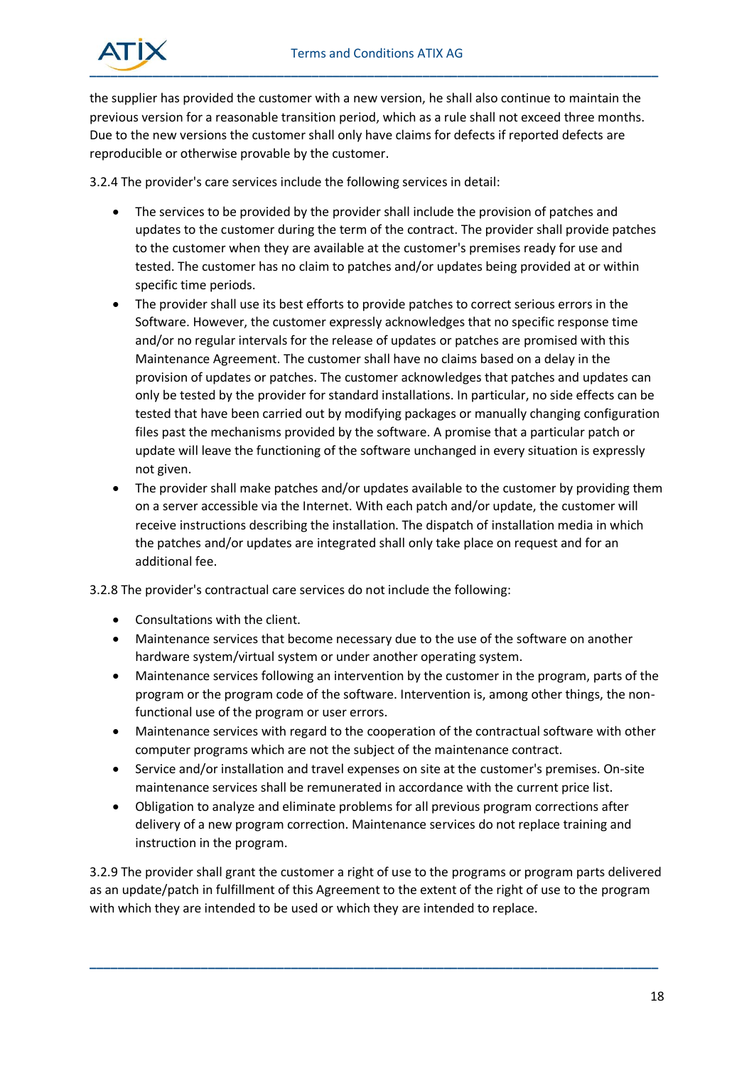the supplier has provided the customer with a new version, he shall also continue to maintain the previous version for a reasonable transition period, which as a rule shall not exceed three months. Due to the new versions the customer shall only have claims for defects if reported defects are reproducible or otherwise provable by the customer.

3.2.4 The provider's care services include the following services in detail:

- The services to be provided by the provider shall include the provision of patches and updates to the customer during the term of the contract. The provider shall provide patches to the customer when they are available at the customer's premises ready for use and tested. The customer has no claim to patches and/or updates being provided at or within specific time periods.
- The provider shall use its best efforts to provide patches to correct serious errors in the Software. However, the customer expressly acknowledges that no specific response time and/or no regular intervals for the release of updates or patches are promised with this Maintenance Agreement. The customer shall have no claims based on a delay in the provision of updates or patches. The customer acknowledges that patches and updates can only be tested by the provider for standard installations. In particular, no side effects can be tested that have been carried out by modifying packages or manually changing configuration files past the mechanisms provided by the software. A promise that a particular patch or update will leave the functioning of the software unchanged in every situation is expressly not given.
- The provider shall make patches and/or updates available to the customer by providing them on a server accessible via the Internet. With each patch and/or update, the customer will receive instructions describing the installation. The dispatch of installation media in which the patches and/or updates are integrated shall only take place on request and for an additional fee.

3.2.8 The provider's contractual care services do not include the following:

- Consultations with the client.
- Maintenance services that become necessary due to the use of the software on another hardware system/virtual system or under another operating system.
- Maintenance services following an intervention by the customer in the program, parts of the program or the program code of the software. Intervention is, among other things, the non-functional use of the program or user errors.
- Maintenance services with regard to the cooperation of the contractual software with other computer programs which are not the subject of the maintenance contract.
- Service and/or installation and travel expenses on site at the customer's premises. On-site maintenance services shall be remunerated in accordance with the current price list.
- Obligation to analyze and eliminate problems for all previous program corrections after delivery of a new program correction. Maintenance services do not replace training and instruction in the program.

3.2.9 The provider shall grant the customer a right of use to the programs or program parts delivered as an update/patch in fulfillment of this Agreement to the extent of the right of use to the program with which they are intended to be used or which they are intended to replace.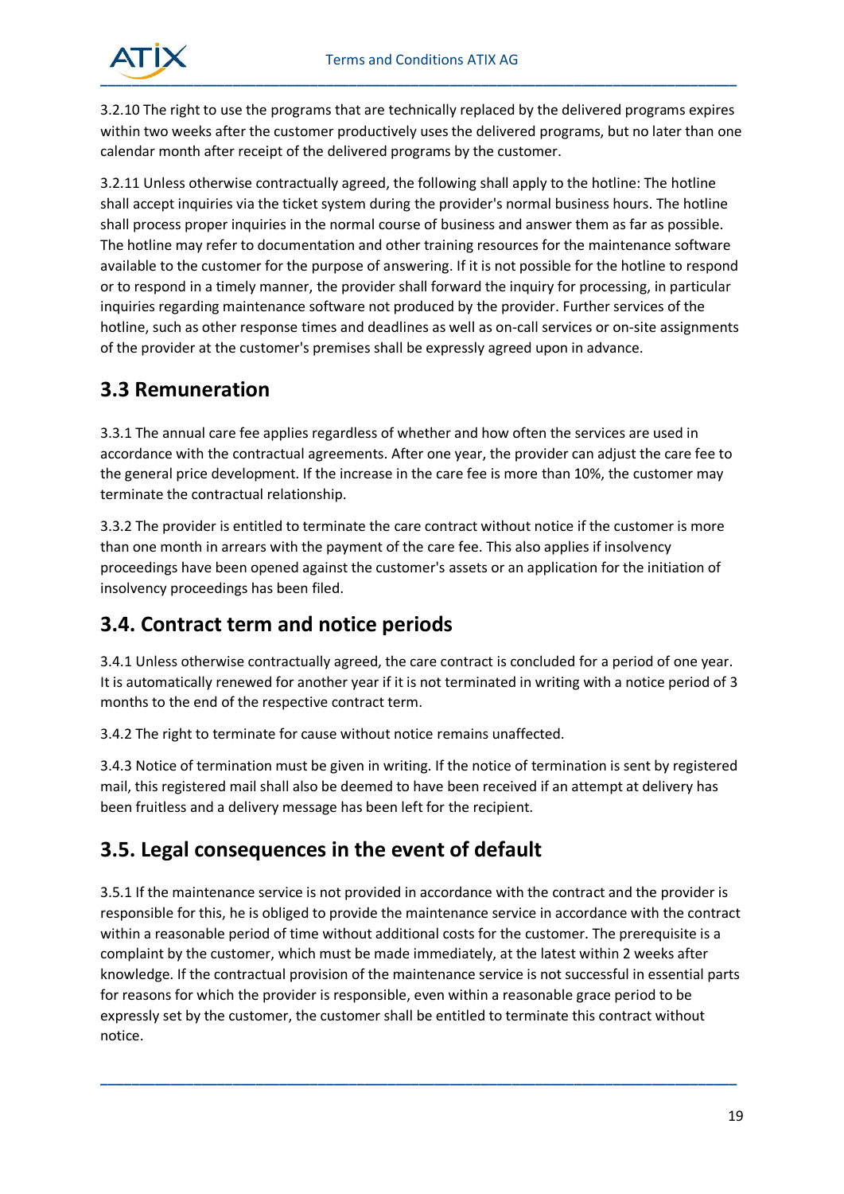3.2.10 The right to use the programs that are technically replaced by the delivered programs expires within two weeks after the customer productively uses the delivered programs, but no later than one calendar month after receipt of the delivered programs by the customer.

3.2.11 Unless otherwise contractually agreed, the following shall apply to the hotline: The hotline shall accept inquiries via the ticket system during the provider's normal business hours. The hotline shall process proper inquiries in the normal course of business and answer them as far as possible. The hotline may refer to documentation and other training resources for the maintenance software available to the customer for the purpose of answering. If it is not possible for the hotline to respond or to respond in a timely manner, the provider shall forward the inquiry for processing, in particular inquiries regarding maintenance software not produced by the provider. Further services of the hotline, such as other response times and deadlines as well as on-call services or on-site assignments of the provider at the customer's premises shall be expressly agreed upon in advance.

## 3.3 Remuneration

3.3.1 The annual care fee applies regardless of whether and how often the services are used in accordance with the contractual agreements. After one year, the provider can adjust the care fee to the general price development. If the increase in the care fee is more than 10%, the customer may terminate the contractual relationship.

3.3.2 The provider is entitled to terminate the care contract without notice if the customer is more than one month in arrears with the payment of the care fee. This also applies if insolvency proceedings have been opened against the customer's assets or an application for the initiation of insolvency proceedings has been filed.

## 3.4. Contract term and notice periods

3.4.1 Unless otherwise contractually agreed, the care contract is concluded for a period of one year. It is automatically renewed for another year if it is not terminated in writing with a notice period of 3 months to the end of the respective contract term.

3.4.2 The right to terminate for cause without notice remains unaffected.

3.4.3 Notice of termination must be given in writing. If the notice of termination is sent by registered mail, this registered mail shall also be deemed to have been received if an attempt at delivery has been fruitless and a delivery message has been left for the recipient.

## 3.5. Legal consequences in the event of default

3.5.1 If the maintenance service is not provided in accordance with the contract and the provider is responsible for this, he is obliged to provide the maintenance service in accordance with the contract within a reasonable period of time without additional costs for the customer. The prerequisite is a complaint by the customer, which must be made immediately, at the latest within 2 weeks after knowledge. If the contractual provision of the maintenance service is not successful in essential parts for reasons for which the provider is responsible, even within a reasonable grace period to be expressly set by the customer, the customer shall be entitled to terminate this contract without notice.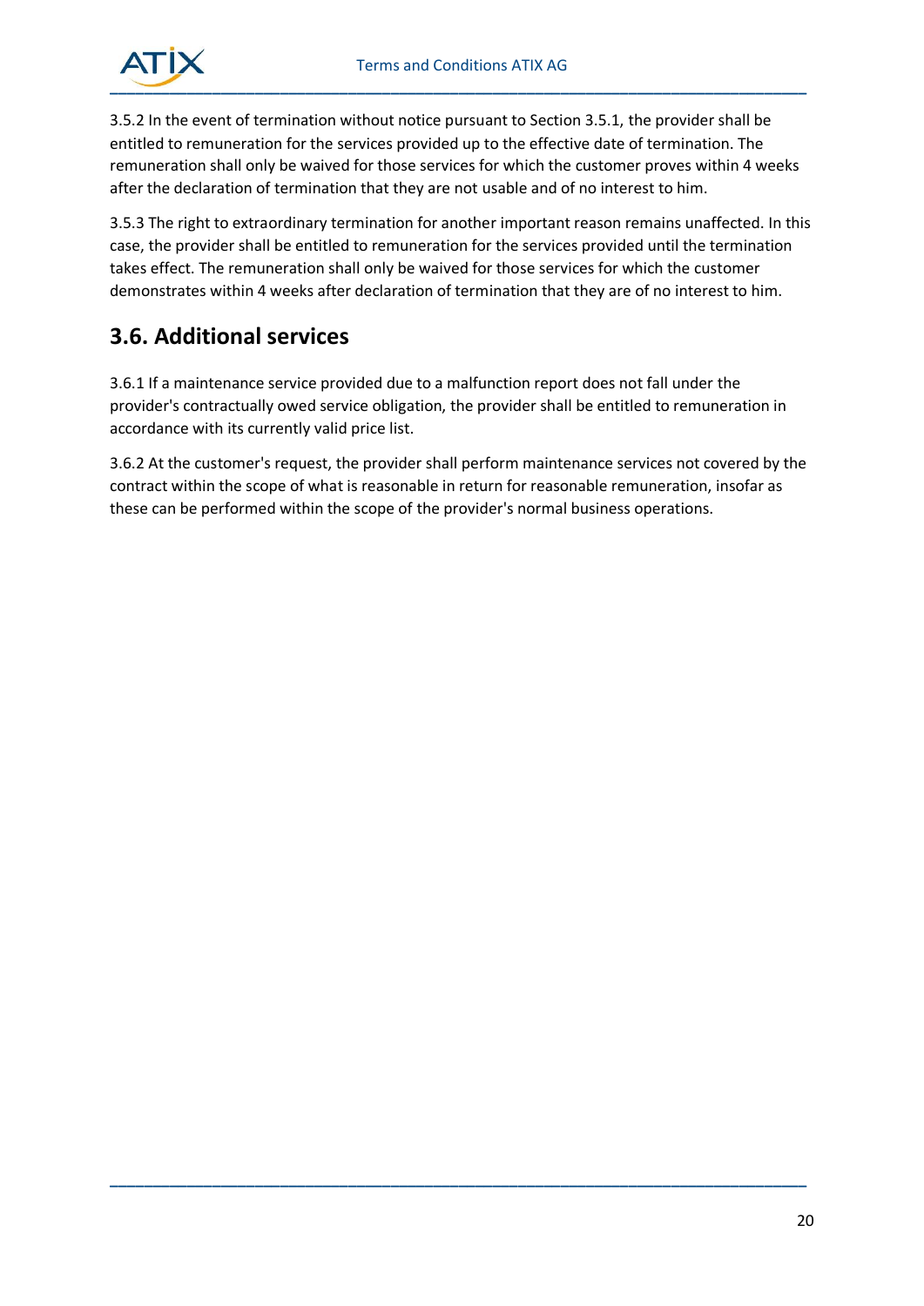3.5.2 In the event of termination without notice pursuant to Section 3.5.1, the provider shall be entitled to remuneration for the services provided up to the effective date of termination. The remuneration shall only be waived for those services for which the customer proves within 4 weeks after the declaration of termination that they are not usable and of no interest to him.

3.5.3 The right to extraordinary termination for another important reason remains unaffected. In this case, the provider shall be entitled to remuneration for the services provided until the termination takes effect. The remuneration shall only be waived for those services for which the customer demonstrates within 4 weeks after declaration of termination that they are of no interest to him.

## 3.6. Additional services

3.6.1 If a maintenance service provided due to a malfunction report does not fall under the provider's contractually owed service obligation, the provider shall be entitled to remuneration in accordance with its currently valid price list.

3.6.2 At the customer's request, the provider shall perform maintenance services not covered by the contract within the scope of what is reasonable in return for reasonable remuneration, insofar as these can be performed within the scope of the provider's normal business operations.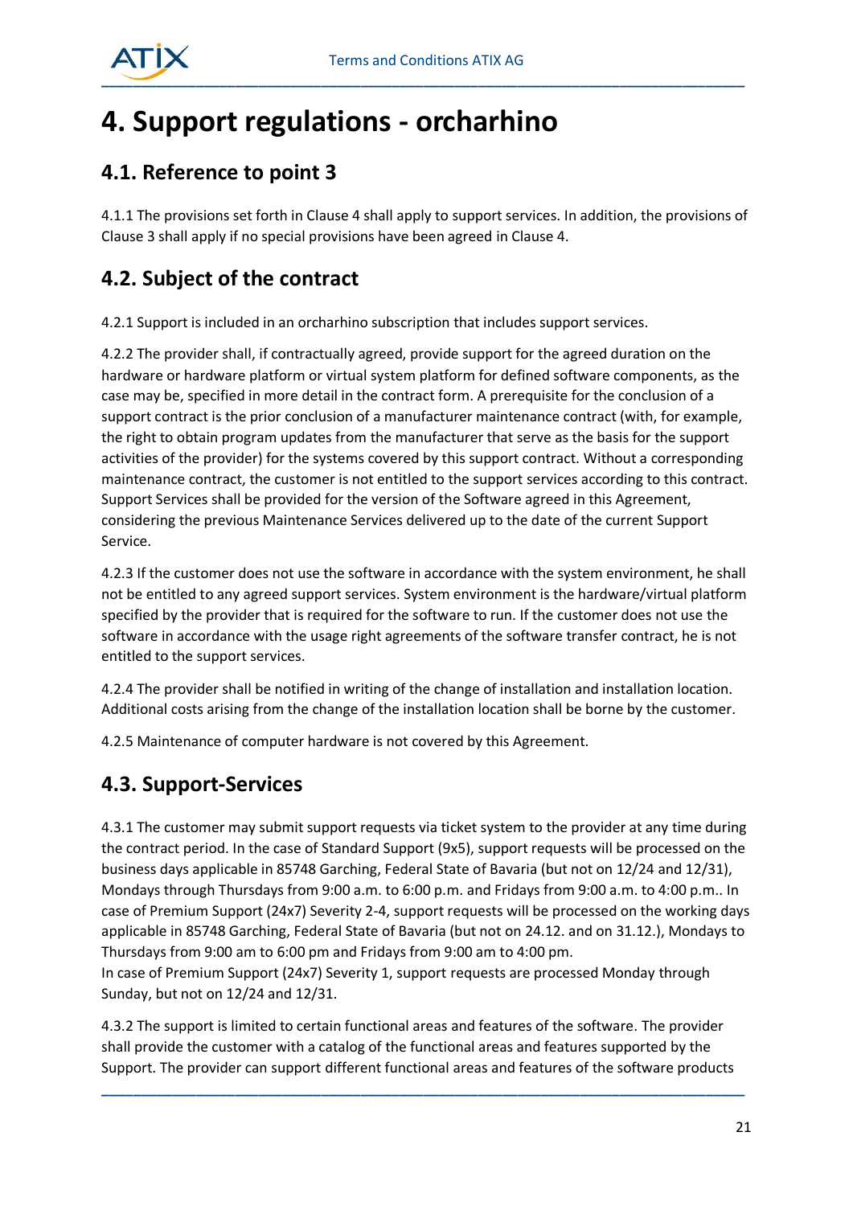# 4. Support regulations - orcharhino

## 4.1. Reference to point 3

4.1.1 The provisions set forth in Clause 4 shall apply to support services. In addition, the provisions of Clause 3 shall apply if no special provisions have been agreed in Clause 4.

## 4.2. Subject of the contract

4.2.1 Support is included in an orcharhino subscription that includes support services.

4.2.2 The provider shall, if contractually agreed, provide support for the agreed duration on the hardware or hardware platform or virtual system platform for defined software components, as the case may be, specified in more detail in the contract form. A prerequisite for the conclusion of a support contract is the prior conclusion of a manufacturer maintenance contract (with, for example, the right to obtain program updates from the manufacturer that serve as the basis for the support activities of the provider) for the systems covered by this support contract. Without a corresponding maintenance contract, the customer is not entitled to the support services according to this contract. Support Services shall be provided for the version of the Software agreed in this Agreement, considering the previous Maintenance Services delivered up to the date of the current Support Service.

4.2.3 If the customer does not use the software in accordance with the system environment, he shall not be entitled to any agreed support services. System environment is the hardware/virtual platform specified by the provider that is required for the software to run. If the customer does not use the software in accordance with the usage right agreements of the software transfer contract, he is not entitled to the support services.

4.2.4 The provider shall be notified in writing of the change of installation and installation location. Additional costs arising from the change of the installation location shall be borne by the customer.

4.2.5 Maintenance of computer hardware is not covered by this Agreement.

## 4.3. Support-Services

4.3.1 The customer may submit support requests via ticket system to the provider at any time during the contract period. In the case of Standard Support (9x5), support requests will be processed on the business days applicable in 85748 Garching, Federal State of Bavaria (but not on 12/24 and 12/31), Mondays through Thursdays from 9:00 a.m. to 6:00 p.m. and Fridays from 9:00 a.m. to 4:00 p.m.. In case of Premium Support (24x7) Severity 2-4, support requests will be processed on the working days applicable in 85748 Garching, Federal State of Bavaria (but not on 24.12. and on 31.12.), Mondays to Thursdays from 9:00 am to 6:00 pm and Fridays from 9:00 am to 4:00 pm.
In case of Premium Support (24x7) Severity 1, support requests are processed Monday through Sunday, but not on 12/24 and 12/31.

4.3.2 The support is limited to certain functional areas and features of the software. The provider shall provide the customer with a catalog of the functional areas and features supported by the Support. The provider can support different functional areas and features of the software products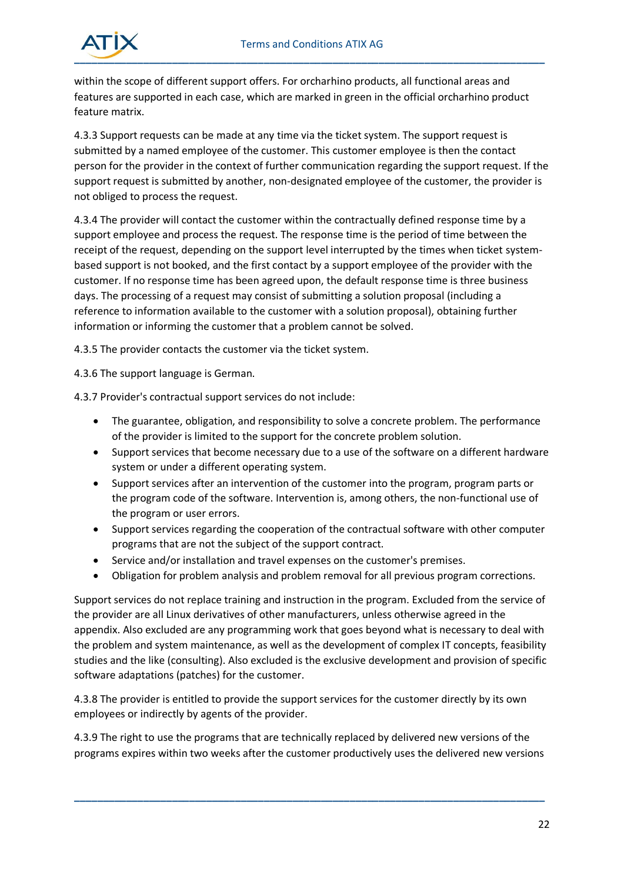within the scope of different support offers. For orcharhino products, all functional areas and features are supported in each case, which are marked in green in the official orcharhino product feature matrix.

4.3.3 Support requests can be made at any time via the ticket system. The support request is submitted by a named employee of the customer. This customer employee is then the contact person for the provider in the context of further communication regarding the support request. If the support request is submitted by another, non-designated employee of the customer, the provider is not obliged to process the request.

4.3.4 The provider will contact the customer within the contractually defined response time by a support employee and process the request. The response time is the period of time between the receipt of the request, depending on the support level interrupted by the times when ticket system-based support is not booked, and the first contact by a support employee of the provider with the customer. If no response time has been agreed upon, the default response time is three business days. The processing of a request may consist of submitting a solution proposal (including a reference to information available to the customer with a solution proposal), obtaining further information or informing the customer that a problem cannot be solved.

4.3.5 The provider contacts the customer via the ticket system.

4.3.6 The support language is German.

4.3.7 Provider's contractual support services do not include:

- The guarantee, obligation, and responsibility to solve a concrete problem. The performance of the provider is limited to the support for the concrete problem solution.
- Support services that become necessary due to a use of the software on a different hardware system or under a different operating system.
- Support services after an intervention of the customer into the program, program parts or the program code of the software. Intervention is, among others, the non-functional use of the program or user errors.
- Support services regarding the cooperation of the contractual software with other computer programs that are not the subject of the support contract.
- Service and/or installation and travel expenses on the customer's premises.
- Obligation for problem analysis and problem removal for all previous program corrections.

Support services do not replace training and instruction in the program. Excluded from the service of the provider are all Linux derivatives of other manufacturers, unless otherwise agreed in the appendix. Also excluded are any programming work that goes beyond what is necessary to deal with the problem and system maintenance, as well as the development of complex IT concepts, feasibility studies and the like (consulting). Also excluded is the exclusive development and provision of specific software adaptations (patches) for the customer.

4.3.8 The provider is entitled to provide the support services for the customer directly by its own employees or indirectly by agents of the provider.

4.3.9 The right to use the programs that are technically replaced by delivered new versions of the programs expires within two weeks after the customer productively uses the delivered new versions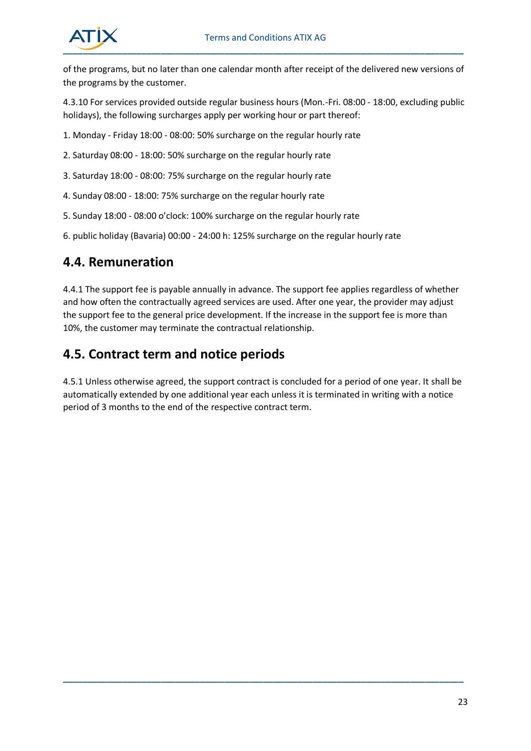of the programs, but no later than one calendar month after receipt of the delivered new versions of the programs by the customer.

4.3.10 For services provided outside regular business hours (Mon.-Fri. 08:00 - 18:00, excluding public holidays), the following surcharges apply per working hour or part thereof:

1. Monday - Friday 18:00 - 08:00: 50% surcharge on the regular hourly rate
2. Saturday 08:00 - 18:00: 50% surcharge on the regular hourly rate
3. Saturday 18:00 - 08:00: 75% surcharge on the regular hourly rate
4. Sunday 08:00 - 18:00: 75% surcharge on the regular hourly rate
5. Sunday 18:00 - 08:00 o'clock: 100% surcharge on the regular hourly rate
6. public holiday (Bavaria) 00:00 - 24:00 h: 125% surcharge on the regular hourly rate

## 4.4. Remuneration

4.4.1 The support fee is payable annually in advance. The support fee applies regardless of whether and how often the contractually agreed services are used. After one year, the provider may adjust the support fee to the general price development. If the increase in the support fee is more than 10%, the customer may terminate the contractual relationship.

## 4.5. Contract term and notice periods

4.5.1 Unless otherwise agreed, the support contract is concluded for a period of one year. It shall be automatically extended by one additional year each unless it is terminated in writing with a notice period of 3 months to the end of the respective contract term.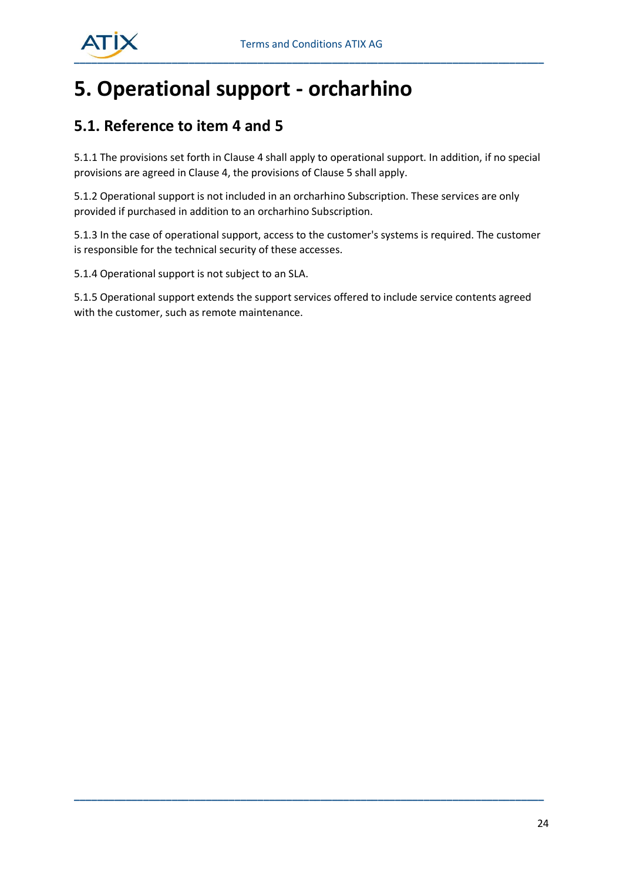# 5. Operational support - orcharhino

## 5.1. Reference to item 4 and 5

5.1.1 The provisions set forth in Clause 4 shall apply to operational support. In addition, if no special provisions are agreed in Clause 4, the provisions of Clause 5 shall apply.

5.1.2 Operational support is not included in an orcharhino Subscription. These services are only provided if purchased in addition to an orcharhino Subscription.

5.1.3 In the case of operational support, access to the customer's systems is required. The customer is responsible for the technical security of these accesses.

5.1.4 Operational support is not subject to an SLA.

5.1.5 Operational support extends the support services offered to include service contents agreed with the customer, such as remote maintenance.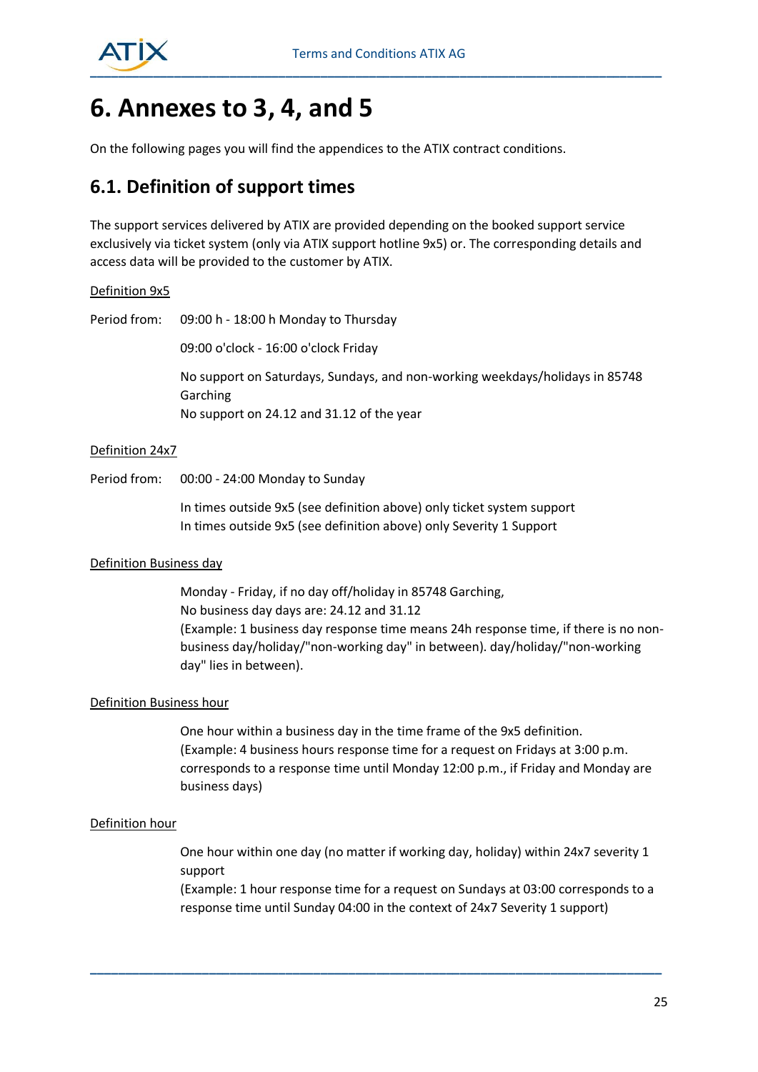# 6. Annexes to 3, 4, and 5

On the following pages you will find the appendices to the ATIX contract conditions.

## 6.1. Definition of support times

The support services delivered by ATIX are provided depending on the booked support service exclusively via ticket system (only via ATIX support hotline 9x5) or. The corresponding details and access data will be provided to the customer by ATIX.

<u>Definition 9x5</u>

Period from: 09:00 h - 18:00 h Monday to Thursday

09:00 o'clock - 16:00 o'clock Friday

No support on Saturdays, Sundays, and non-working weekdays/holidays in 85748 Garching
No support on 24.12 and 31.12 of the year

<u>Definition 24x7</u>

Period from: 00:00 - 24:00 Monday to Sunday

In times outside 9x5 (see definition above) only ticket system support
In times outside 9x5 (see definition above) only Severity 1 Support

<u>Definition Business day</u>

Monday - Friday, if no day off/holiday in 85748 Garching,
No business day days are: 24.12 and 31.12
(Example: 1 business day response time means 24h response time, if there is no non-business day/holiday/"non-working day" in between). day/holiday/"non-working day" lies in between).

<u>Definition Business hour</u>

One hour within a business day in the time frame of the 9x5 definition.
(Example: 4 business hours response time for a request on Fridays at 3:00 p.m. corresponds to a response time until Monday 12:00 p.m., if Friday and Monday are business days)

<u>Definition hour</u>

One hour within one day (no matter if working day, holiday) within 24x7 severity 1 support
(Example: 1 hour response time for a request on Sundays at 03:00 corresponds to a response time until Sunday 04:00 in the context of 24x7 Severity 1 support)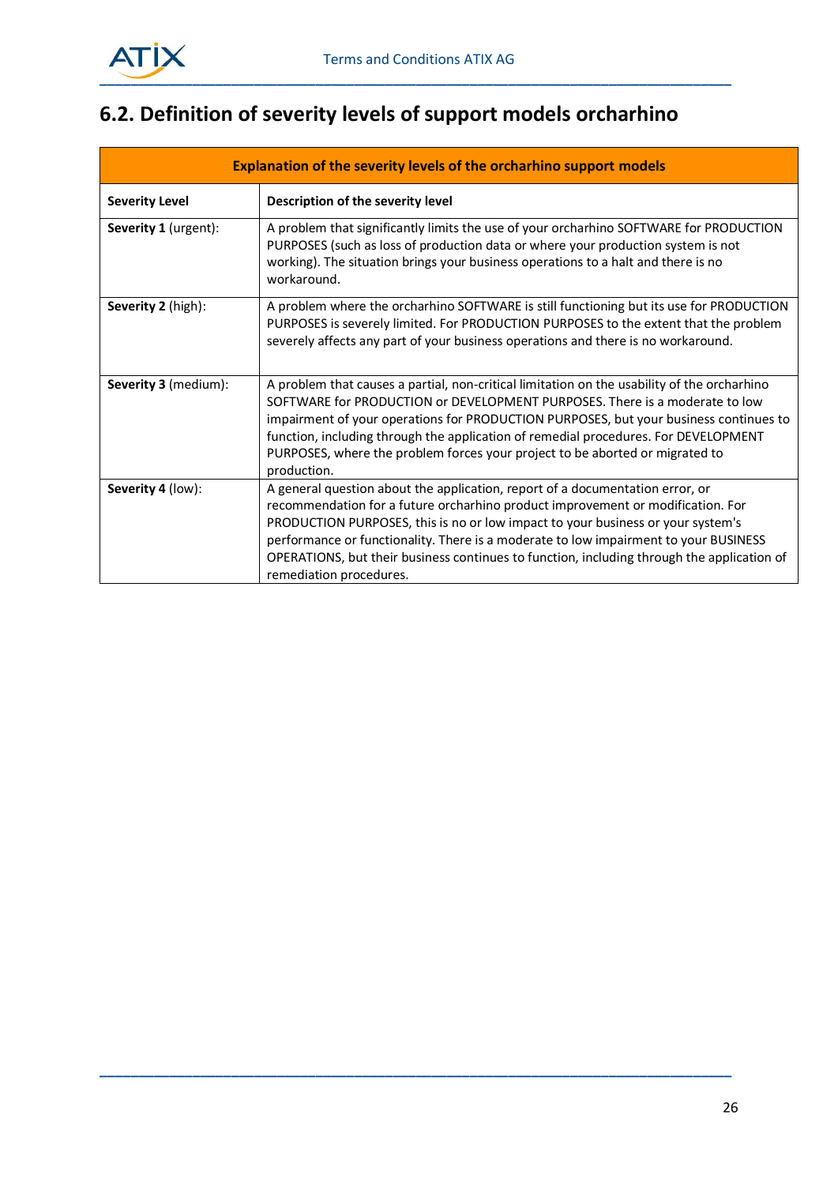## 6.2. Definition of severity levels of support models orcharhino

| Explanation of the severity levels of the orcharhino support models | |
|---|---|
| **Severity Level** | **Description of the severity level** |
| **Severity 1** (urgent): | A problem that significantly limits the use of your orcharhino SOFTWARE for PRODUCTION PURPOSES (such as loss of production data or where your production system is not working). The situation brings your business operations to a halt and there is no workaround. |
| **Severity 2** (high): | A problem where the orcharhino SOFTWARE is still functioning but its use for PRODUCTION PURPOSES is severely limited. For PRODUCTION PURPOSES to the extent that the problem severely affects any part of your business operations and there is no workaround. |
| **Severity 3** (medium): | A problem that causes a partial, non-critical limitation on the usability of the orcharhino SOFTWARE for PRODUCTION or DEVELOPMENT PURPOSES. There is a moderate to low impairment of your operations for PRODUCTION PURPOSES, but your business continues to function, including through the application of remedial procedures. For DEVELOPMENT PURPOSES, where the problem forces your project to be aborted or migrated to production. |
| **Severity 4** (low): | A general question about the application, report of a documentation error, or recommendation for a future orcharhino product improvement or modification. For PRODUCTION PURPOSES, this is no or low impact to your business or your system's performance or functionality. There is a moderate to low impairment to your BUSINESS OPERATIONS, but their business continues to function, including through the application of remediation procedures. |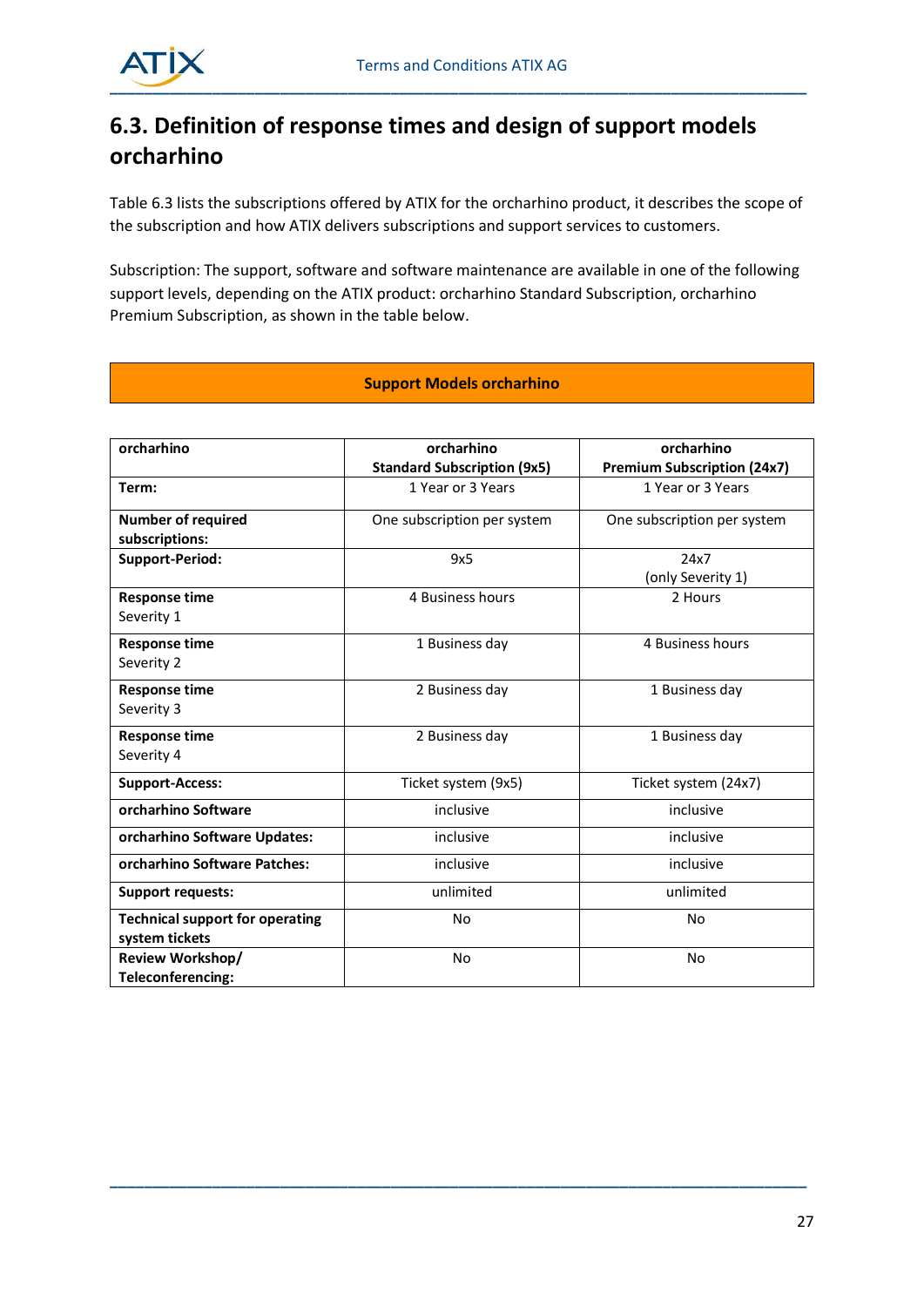## 6.3. Definition of response times and design of support models orcharhino

Table 6.3 lists the subscriptions offered by ATIX for the orcharhino product, it describes the scope of the subscription and how ATIX delivers subscriptions and support services to customers.

Subscription: The support, software and software maintenance are available in one of the following support levels, depending on the ATIX product: orcharhino Standard Subscription, orcharhino Premium Subscription, as shown in the table below.

**Support Models orcharhino**

| **orcharhino** | **orcharhino Standard Subscription (9x5)** | **orcharhino Premium Subscription (24x7)** |
|---|---|---|
| **Term:** | 1 Year or 3 Years | 1 Year or 3 Years |
| **Number of required subscriptions:** | One subscription per system | One subscription per system |
| **Support-Period:** | 9x5 | 24x7 (only Severity 1) |
| **Response time** Severity 1 | 4 Business hours | 2 Hours |
| **Response time** Severity 2 | 1 Business day | 4 Business hours |
| **Response time** Severity 3 | 2 Business day | 1 Business day |
| **Response time** Severity 4 | 2 Business day | 1 Business day |
| **Support-Access:** | Ticket system (9x5) | Ticket system (24x7) |
| **orcharhino Software** | inclusive | inclusive |
| **orcharhino Software Updates:** | inclusive | inclusive |
| **orcharhino Software Patches:** | inclusive | inclusive |
| **Support requests:** | unlimited | unlimited |
| **Technical support for operating system tickets** | No | No |
| **Review Workshop/ Teleconferencing:** | No | No |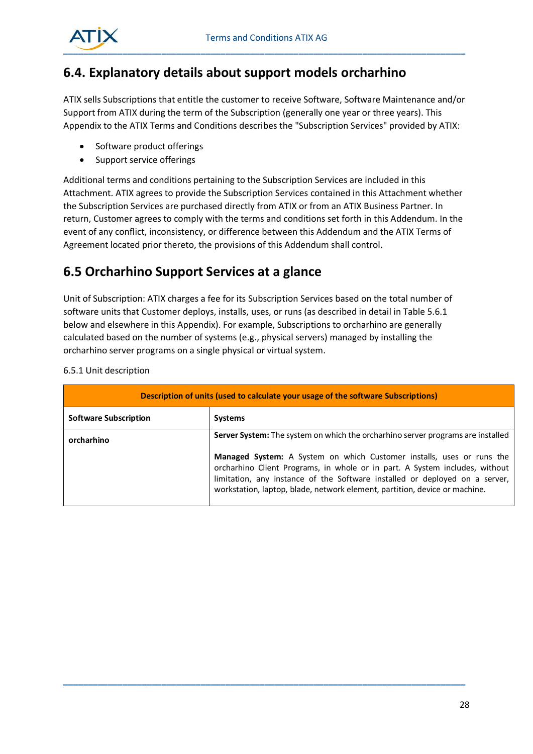## 6.4. Explanatory details about support models orcharhino

ATIX sells Subscriptions that entitle the customer to receive Software, Software Maintenance and/or Support from ATIX during the term of the Subscription (generally one year or three years). This Appendix to the ATIX Terms and Conditions describes the "Subscription Services" provided by ATIX:

- Software product offerings
- Support service offerings

Additional terms and conditions pertaining to the Subscription Services are included in this Attachment. ATIX agrees to provide the Subscription Services contained in this Attachment whether the Subscription Services are purchased directly from ATIX or from an ATIX Business Partner. In return, Customer agrees to comply with the terms and conditions set forth in this Addendum. In the event of any conflict, inconsistency, or difference between this Addendum and the ATIX Terms of Agreement located prior thereto, the provisions of this Addendum shall control.

## 6.5 Orcharhino Support Services at a glance

Unit of Subscription: ATIX charges a fee for its Subscription Services based on the total number of software units that Customer deploys, installs, uses, or runs (as described in detail in Table 5.6.1 below and elsewhere in this Appendix). For example, Subscriptions to orcharhino are generally calculated based on the number of systems (e.g., physical servers) managed by installing the orcharhino server programs on a single physical or virtual system.

6.5.1 Unit description

| **Description of units (used to calculate your usage of the software Subscriptions)** | |
|---|---|
| **Software Subscription** | **Systems** |
| **orcharhino** | **Server System:** The system on which the orcharhino server programs are installed<br><br>**Managed System:** A System on which Customer installs, uses or runs the orcharhino Client Programs, in whole or in part. A System includes, without limitation, any instance of the Software installed or deployed on a server, workstation, laptop, blade, network element, partition, device or machine. |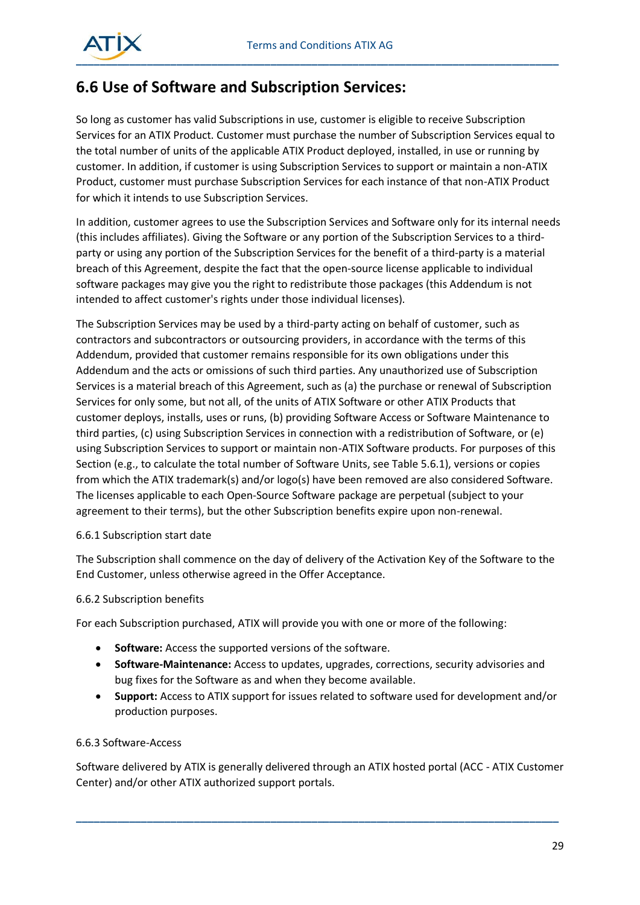## 6.6 Use of Software and Subscription Services:

So long as customer has valid Subscriptions in use, customer is eligible to receive Subscription Services for an ATIX Product. Customer must purchase the number of Subscription Services equal to the total number of units of the applicable ATIX Product deployed, installed, in use or running by customer. In addition, if customer is using Subscription Services to support or maintain a non-ATIX Product, customer must purchase Subscription Services for each instance of that non-ATIX Product for which it intends to use Subscription Services.

In addition, customer agrees to use the Subscription Services and Software only for its internal needs (this includes affiliates). Giving the Software or any portion of the Subscription Services to a third-party or using any portion of the Subscription Services for the benefit of a third-party is a material breach of this Agreement, despite the fact that the open-source license applicable to individual software packages may give you the right to redistribute those packages (this Addendum is not intended to affect customer's rights under those individual licenses).

The Subscription Services may be used by a third-party acting on behalf of customer, such as contractors and subcontractors or outsourcing providers, in accordance with the terms of this Addendum, provided that customer remains responsible for its own obligations under this Addendum and the acts or omissions of such third parties. Any unauthorized use of Subscription Services is a material breach of this Agreement, such as (a) the purchase or renewal of Subscription Services for only some, but not all, of the units of ATIX Software or other ATIX Products that customer deploys, installs, uses or runs, (b) providing Software Access or Software Maintenance to third parties, (c) using Subscription Services in connection with a redistribution of Software, or (e) using Subscription Services to support or maintain non-ATIX Software products. For purposes of this Section (e.g., to calculate the total number of Software Units, see Table 5.6.1), versions or copies from which the ATIX trademark(s) and/or logo(s) have been removed are also considered Software. The licenses applicable to each Open-Source Software package are perpetual (subject to your agreement to their terms), but the other Subscription benefits expire upon non-renewal.

6.6.1 Subscription start date

The Subscription shall commence on the day of delivery of the Activation Key of the Software to the End Customer, unless otherwise agreed in the Offer Acceptance.

6.6.2 Subscription benefits

For each Subscription purchased, ATIX will provide you with one or more of the following:

- **Software:** Access the supported versions of the software.
- **Software-Maintenance:** Access to updates, upgrades, corrections, security advisories and bug fixes for the Software as and when they become available.
- **Support:** Access to ATIX support for issues related to software used for development and/or production purposes.

6.6.3 Software-Access

Software delivered by ATIX is generally delivered through an ATIX hosted portal (ACC - ATIX Customer Center) and/or other ATIX authorized support portals.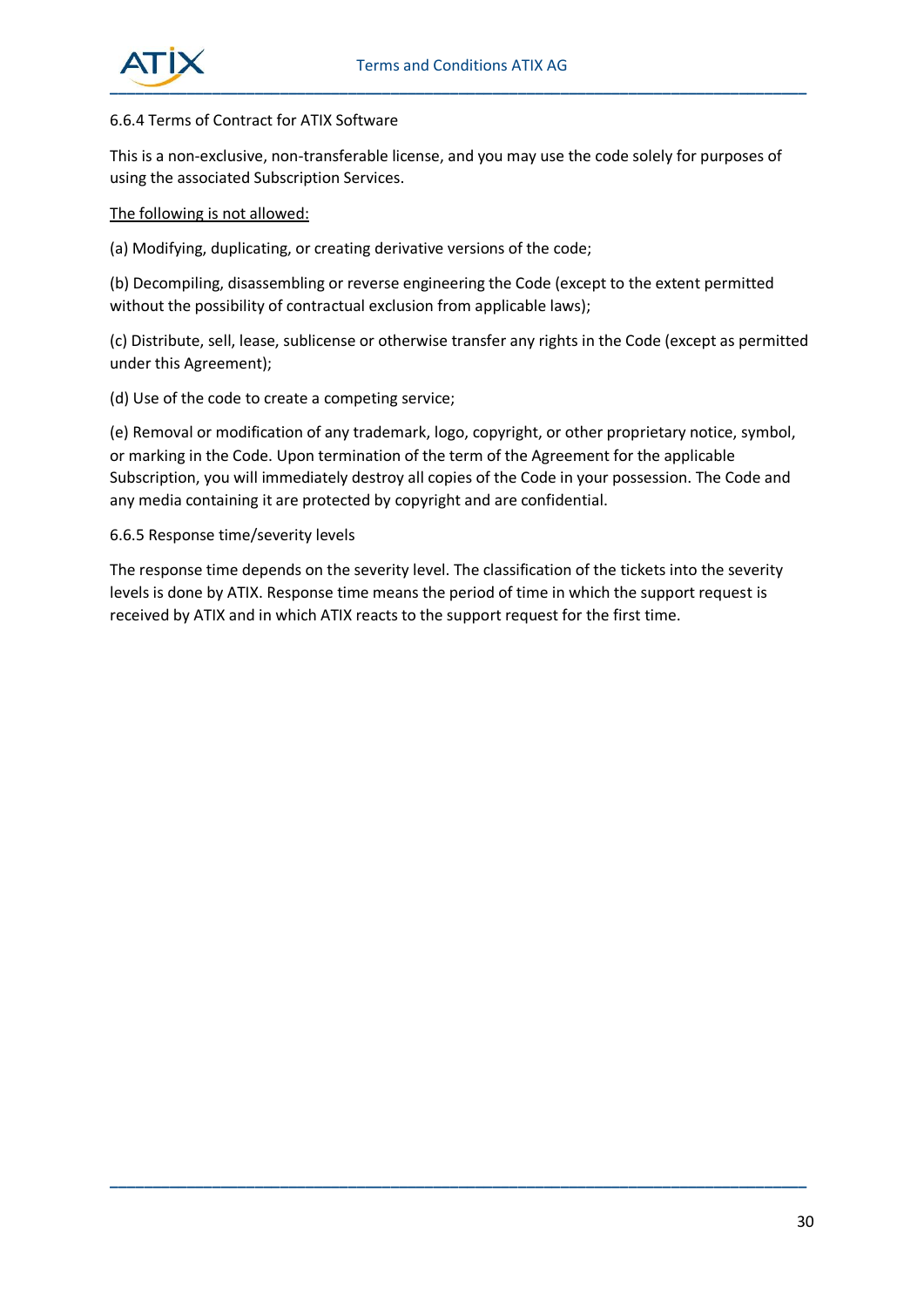6.6.4 Terms of Contract for ATIX Software

This is a non-exclusive, non-transferable license, and you may use the code solely for purposes of using the associated Subscription Services.

<u>The following is not allowed:</u>

(a) Modifying, duplicating, or creating derivative versions of the code;

(b) Decompiling, disassembling or reverse engineering the Code (except to the extent permitted without the possibility of contractual exclusion from applicable laws);

(c) Distribute, sell, lease, sublicense or otherwise transfer any rights in the Code (except as permitted under this Agreement);

(d) Use of the code to create a competing service;

(e) Removal or modification of any trademark, logo, copyright, or other proprietary notice, symbol, or marking in the Code. Upon termination of the term of the Agreement for the applicable Subscription, you will immediately destroy all copies of the Code in your possession. The Code and any media containing it are protected by copyright and are confidential.

6.6.5 Response time/severity levels

The response time depends on the severity level. The classification of the tickets into the severity levels is done by ATIX. Response time means the period of time in which the support request is received by ATIX and in which ATIX reacts to the support request for the first time.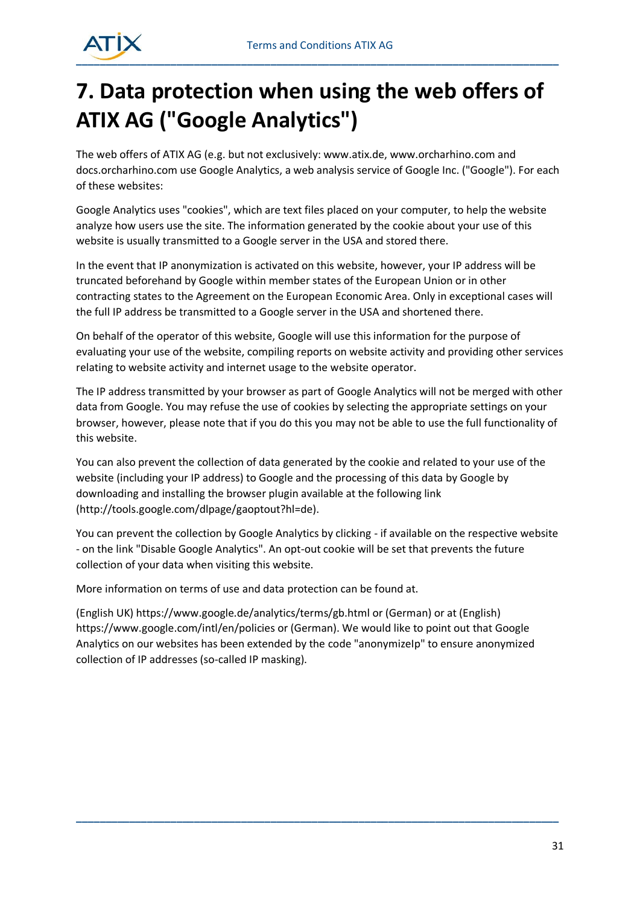# 7. Data protection when using the web offers of ATIX AG ("Google Analytics")

The web offers of ATIX AG (e.g. but not exclusively: www.atix.de, www.orcharhino.com and docs.orcharhino.com use Google Analytics, a web analysis service of Google Inc. ("Google"). For each of these websites:

Google Analytics uses "cookies", which are text files placed on your computer, to help the website analyze how users use the site. The information generated by the cookie about your use of this website is usually transmitted to a Google server in the USA and stored there.

In the event that IP anonymization is activated on this website, however, your IP address will be truncated beforehand by Google within member states of the European Union or in other contracting states to the Agreement on the European Economic Area. Only in exceptional cases will the full IP address be transmitted to a Google server in the USA and shortened there.

On behalf of the operator of this website, Google will use this information for the purpose of evaluating your use of the website, compiling reports on website activity and providing other services relating to website activity and internet usage to the website operator.

The IP address transmitted by your browser as part of Google Analytics will not be merged with other data from Google. You may refuse the use of cookies by selecting the appropriate settings on your browser, however, please note that if you do this you may not be able to use the full functionality of this website.

You can also prevent the collection of data generated by the cookie and related to your use of the website (including your IP address) to Google and the processing of this data by Google by downloading and installing the browser plugin available at the following link (http://tools.google.com/dlpage/gaoptout?hl=de).

You can prevent the collection by Google Analytics by clicking - if available on the respective website - on the link "Disable Google Analytics". An opt-out cookie will be set that prevents the future collection of your data when visiting this website.

More information on terms of use and data protection can be found at.

(English UK) https://www.google.de/analytics/terms/gb.html or (German) or at (English) https://www.google.com/intl/en/policies or (German). We would like to point out that Google Analytics on our websites has been extended by the code "anonymizeIp" to ensure anonymized collection of IP addresses (so-called IP masking).